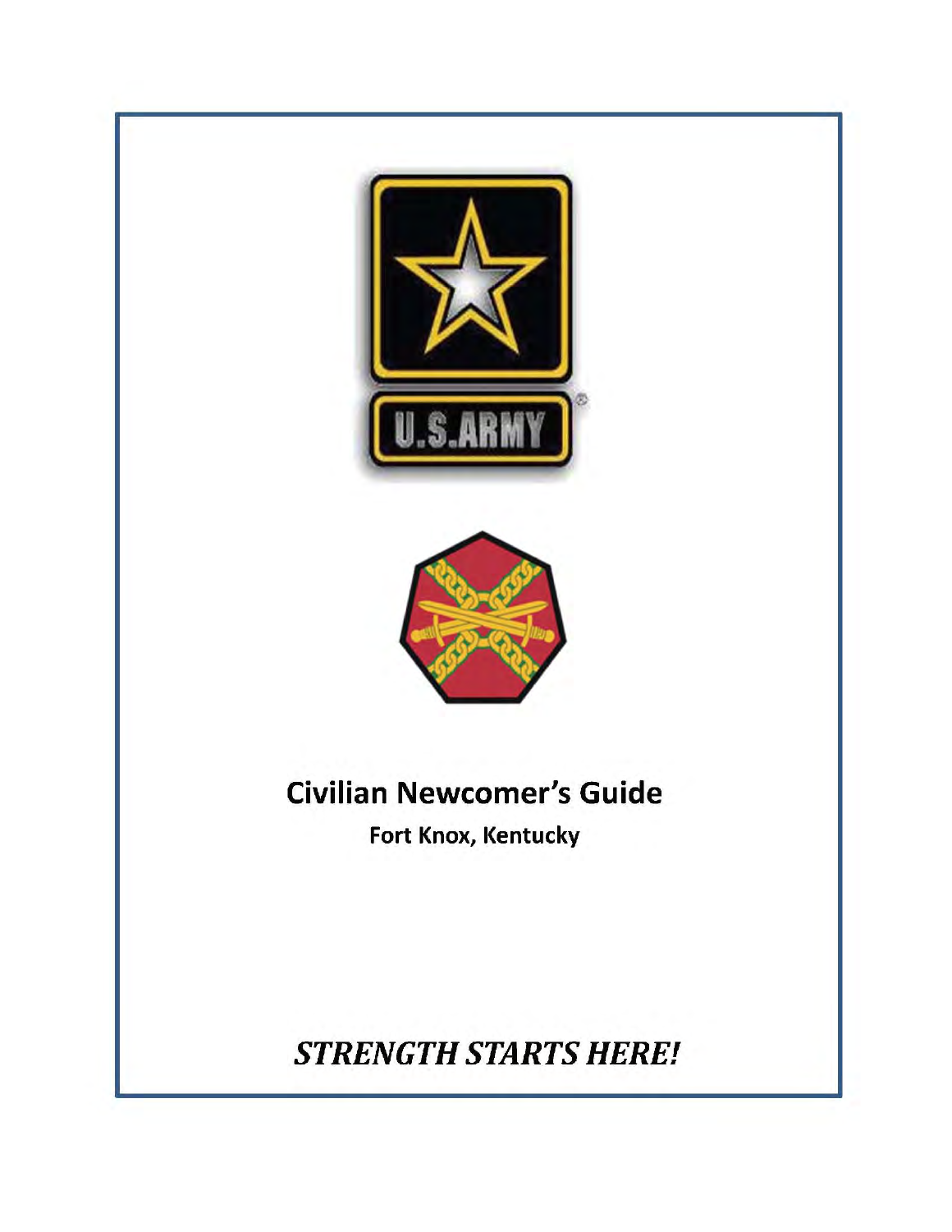# Civilian Newcomer's Guide

**Fort Knox, Kentucky**

***STRENGTH STARTS HERE!***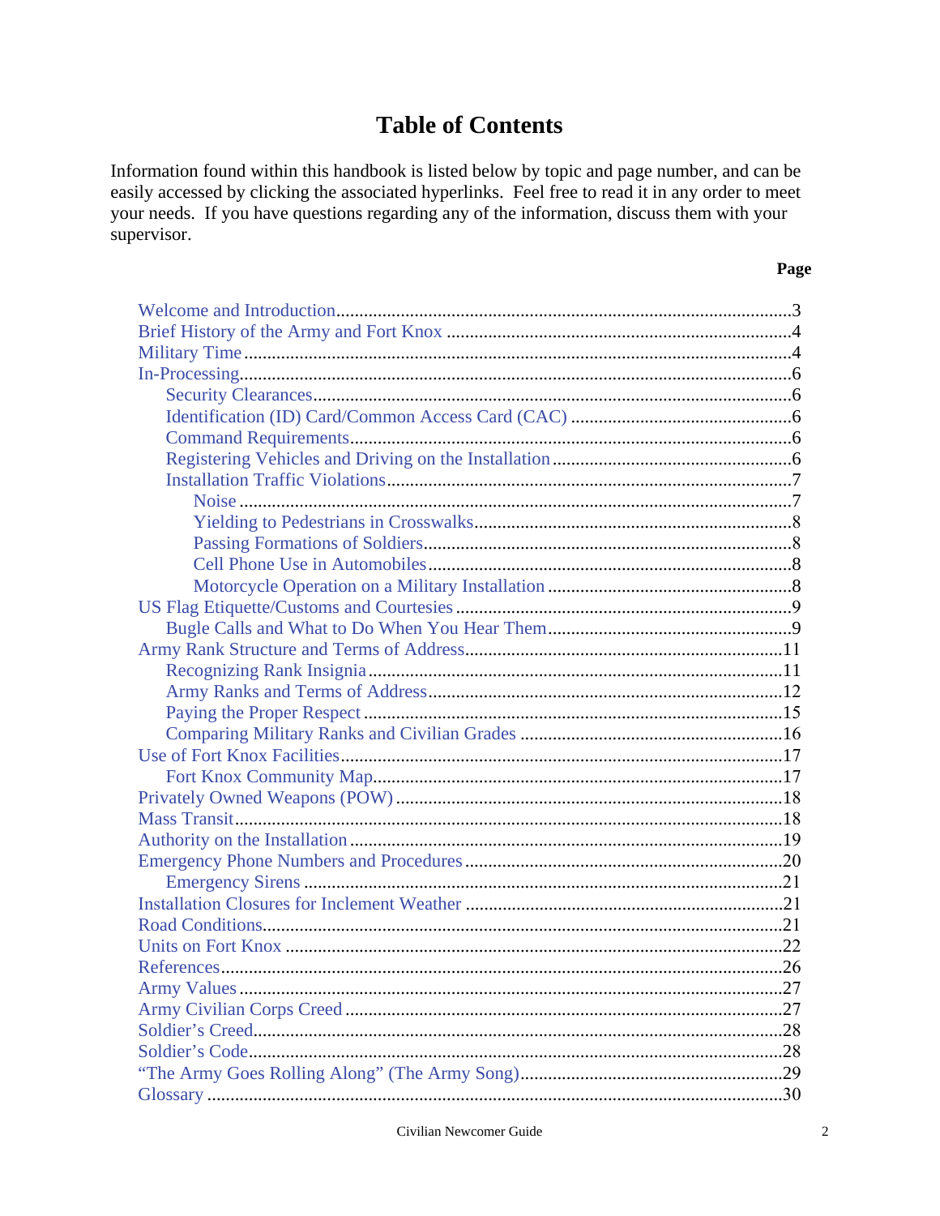# Table of Contents

Information found within this handbook is listed below by topic and page number, and can be easily accessed by clicking the associated hyperlinks. Feel free to read it in any order to meet your needs. If you have questions regarding any of the information, discuss them with your supervisor.

| | Page |
|---|---|
| Welcome and Introduction | 3 |
| Brief History of the Army and Fort Knox | 4 |
| Military Time | 4 |
| In-Processing | 6 |
| &nbsp;&nbsp;Security Clearances | 6 |
| &nbsp;&nbsp;Identification (ID) Card/Common Access Card (CAC) | 6 |
| &nbsp;&nbsp;Command Requirements | 6 |
| &nbsp;&nbsp;Registering Vehicles and Driving on the Installation | 6 |
| &nbsp;&nbsp;Installation Traffic Violations | 7 |
| &nbsp;&nbsp;&nbsp;&nbsp;Noise | 7 |
| &nbsp;&nbsp;&nbsp;&nbsp;Yielding to Pedestrians in Crosswalks | 8 |
| &nbsp;&nbsp;&nbsp;&nbsp;Passing Formations of Soldiers | 8 |
| &nbsp;&nbsp;&nbsp;&nbsp;Cell Phone Use in Automobiles | 8 |
| &nbsp;&nbsp;&nbsp;&nbsp;Motorcycle Operation on a Military Installation | 8 |
| US Flag Etiquette/Customs and Courtesies | 9 |
| &nbsp;&nbsp;Bugle Calls and What to Do When You Hear Them | 9 |
| Army Rank Structure and Terms of Address | 11 |
| &nbsp;&nbsp;Recognizing Rank Insignia | 11 |
| &nbsp;&nbsp;Army Ranks and Terms of Address | 12 |
| &nbsp;&nbsp;Paying the Proper Respect | 15 |
| &nbsp;&nbsp;Comparing Military Ranks and Civilian Grades | 16 |
| Use of Fort Knox Facilities | 17 |
| &nbsp;&nbsp;Fort Knox Community Map | 17 |
| Privately Owned Weapons (POW) | 18 |
| Mass Transit | 18 |
| Authority on the Installation | 19 |
| Emergency Phone Numbers and Procedures | 20 |
| &nbsp;&nbsp;Emergency Sirens | 21 |
| Installation Closures for Inclement Weather | 21 |
| Road Conditions | 21 |
| Units on Fort Knox | 22 |
| References | 26 |
| Army Values | 27 |
| Army Civilian Corps Creed | 27 |
| Soldier's Creed | 28 |
| Soldier's Code | 28 |
| "The Army Goes Rolling Along" (The Army Song) | 29 |
| Glossary | 30 |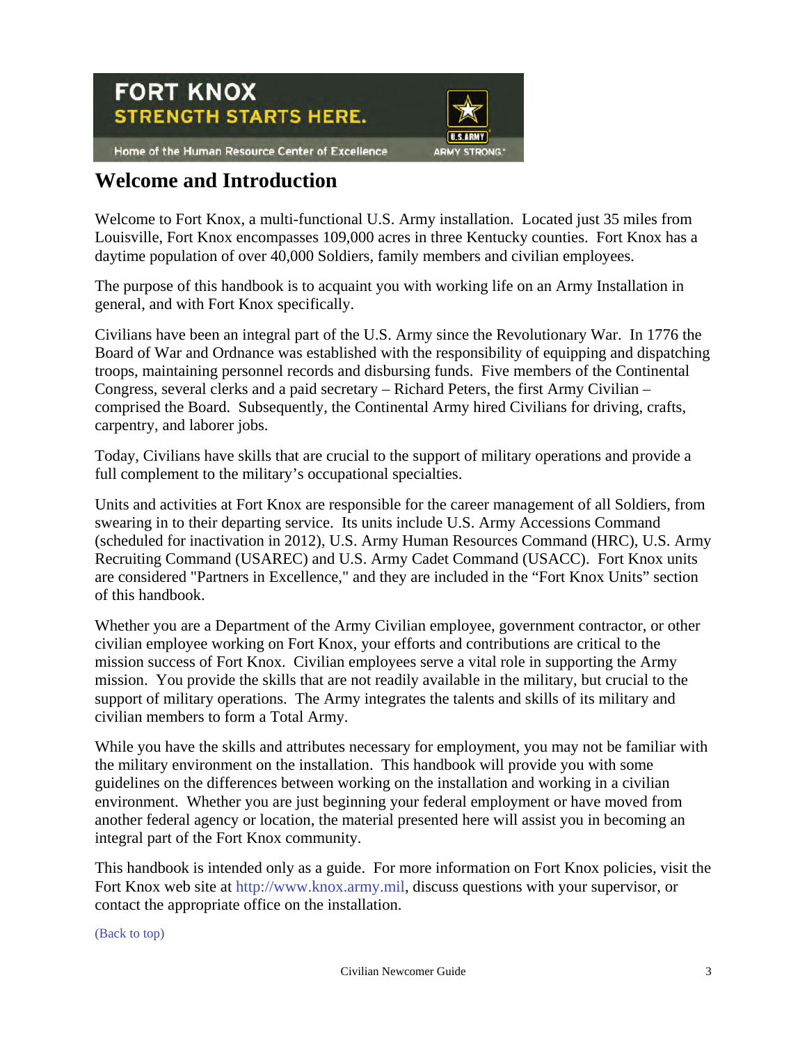# Welcome and Introduction

Welcome to Fort Knox, a multi-functional U.S. Army installation. Located just 35 miles from Louisville, Fort Knox encompasses 109,000 acres in three Kentucky counties. Fort Knox has a daytime population of over 40,000 Soldiers, family members and civilian employees.

The purpose of this handbook is to acquaint you with working life on an Army Installation in general, and with Fort Knox specifically.

Civilians have been an integral part of the U.S. Army since the Revolutionary War. In 1776 the Board of War and Ordnance was established with the responsibility of equipping and dispatching troops, maintaining personnel records and disbursing funds. Five members of the Continental Congress, several clerks and a paid secretary – Richard Peters, the first Army Civilian – comprised the Board. Subsequently, the Continental Army hired Civilians for driving, crafts, carpentry, and laborer jobs.

Today, Civilians have skills that are crucial to the support of military operations and provide a full complement to the military's occupational specialties.

Units and activities at Fort Knox are responsible for the career management of all Soldiers, from swearing in to their departing service. Its units include U.S. Army Accessions Command (scheduled for inactivation in 2012), U.S. Army Human Resources Command (HRC), U.S. Army Recruiting Command (USAREC) and U.S. Army Cadet Command (USACC). Fort Knox units are considered "Partners in Excellence," and they are included in the "Fort Knox Units" section of this handbook.

Whether you are a Department of the Army Civilian employee, government contractor, or other civilian employee working on Fort Knox, your efforts and contributions are critical to the mission success of Fort Knox. Civilian employees serve a vital role in supporting the Army mission. You provide the skills that are not readily available in the military, but crucial to the support of military operations. The Army integrates the talents and skills of its military and civilian members to form a Total Army.

While you have the skills and attributes necessary for employment, you may not be familiar with the military environment on the installation. This handbook will provide you with some guidelines on the differences between working on the installation and working in a civilian environment. Whether you are just beginning your federal employment or have moved from another federal agency or location, the material presented here will assist you in becoming an integral part of the Fort Knox community.

This handbook is intended only as a guide. For more information on Fort Knox policies, visit the Fort Knox web site at http://www.knox.army.mil, discuss questions with your supervisor, or contact the appropriate office on the installation.

(Back to top)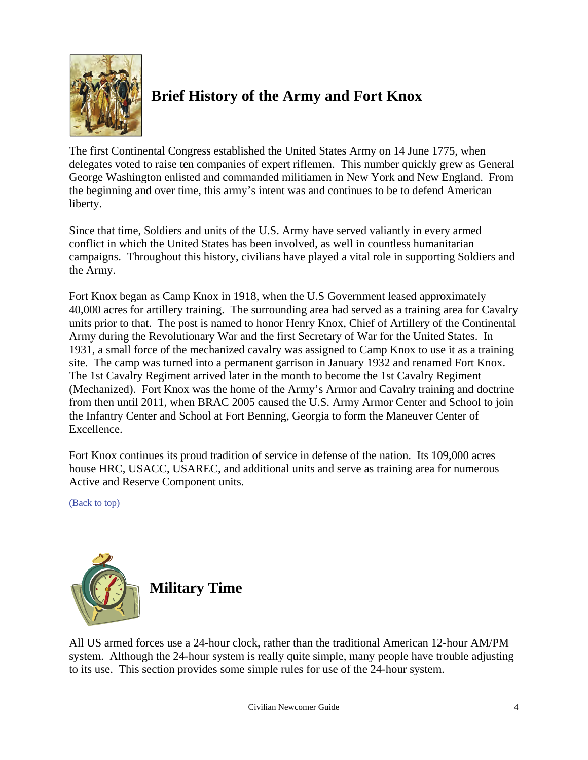## Brief History of the Army and Fort Knox

The first Continental Congress established the United States Army on 14 June 1775, when delegates voted to raise ten companies of expert riflemen. This number quickly grew as General George Washington enlisted and commanded militiamen in New York and New England. From the beginning and over time, this army's intent was and continues to be to defend American liberty.

Since that time, Soldiers and units of the U.S. Army have served valiantly in every armed conflict in which the United States has been involved, as well in countless humanitarian campaigns. Throughout this history, civilians have played a vital role in supporting Soldiers and the Army.

Fort Knox began as Camp Knox in 1918, when the U.S Government leased approximately 40,000 acres for artillery training. The surrounding area had served as a training area for Cavalry units prior to that. The post is named to honor Henry Knox, Chief of Artillery of the Continental Army during the Revolutionary War and the first Secretary of War for the United States. In 1931, a small force of the mechanized cavalry was assigned to Camp Knox to use it as a training site. The camp was turned into a permanent garrison in January 1932 and renamed Fort Knox. The 1st Cavalry Regiment arrived later in the month to become the 1st Cavalry Regiment (Mechanized). Fort Knox was the home of the Army's Armor and Cavalry training and doctrine from then until 2011, when BRAC 2005 caused the U.S. Army Armor Center and School to join the Infantry Center and School at Fort Benning, Georgia to form the Maneuver Center of Excellence.

Fort Knox continues its proud tradition of service in defense of the nation. Its 109,000 acres house HRC, USACC, USAREC, and additional units and serve as training area for numerous Active and Reserve Component units.

(Back to top)

## Military Time

All US armed forces use a 24-hour clock, rather than the traditional American 12-hour AM/PM system. Although the 24-hour system is really quite simple, many people have trouble adjusting to its use. This section provides some simple rules for use of the 24-hour system.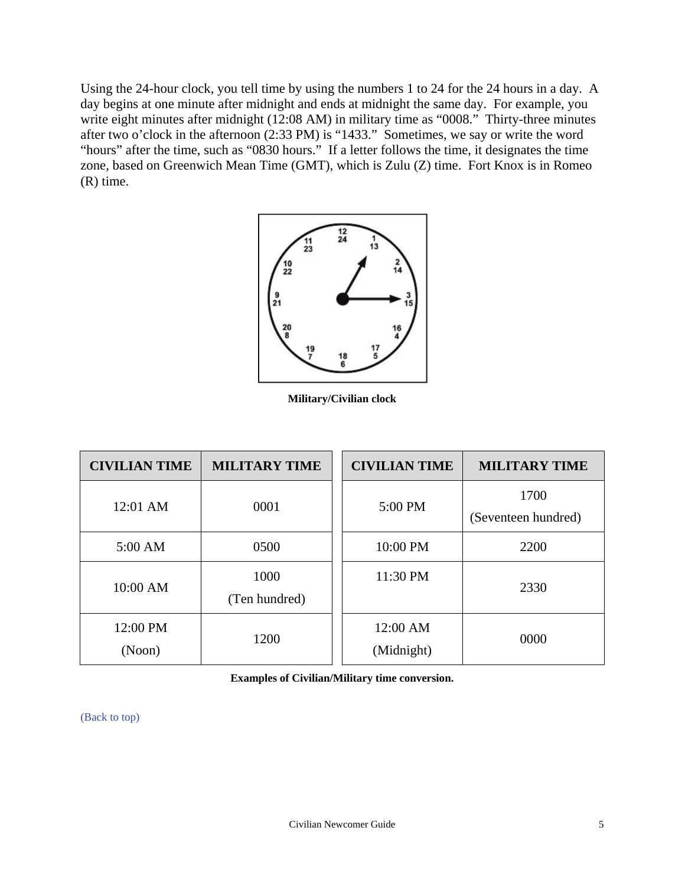Using the 24-hour clock, you tell time by using the numbers 1 to 24 for the 24 hours in a day. A day begins at one minute after midnight and ends at midnight the same day. For example, you write eight minutes after midnight (12:08 AM) in military time as “0008.” Thirty-three minutes after two o’clock in the afternoon (2:33 PM) is “1433.” Sometimes, we say or write the word “hours” after the time, such as “0830 hours.” If a letter follows the time, it designates the time zone, based on Greenwich Mean Time (GMT), which is Zulu (Z) time. Fort Knox is in Romeo (R) time.

**Military/Civilian clock**

| CIVILIAN TIME | MILITARY TIME | CIVILIAN TIME | MILITARY TIME |
|---|---|---|---|
| 12:01 AM | 0001 | 5:00 PM | 1700 (Seventeen hundred) |
| 5:00 AM | 0500 | 10:00 PM | 2200 |
| 10:00 AM | 1000 (Ten hundred) | 11:30 PM | 2330 |
| 12:00 PM (Noon) | 1200 | 12:00 AM (Midnight) | 0000 |

**Examples of Civilian/Military time conversion.**

(Back to top)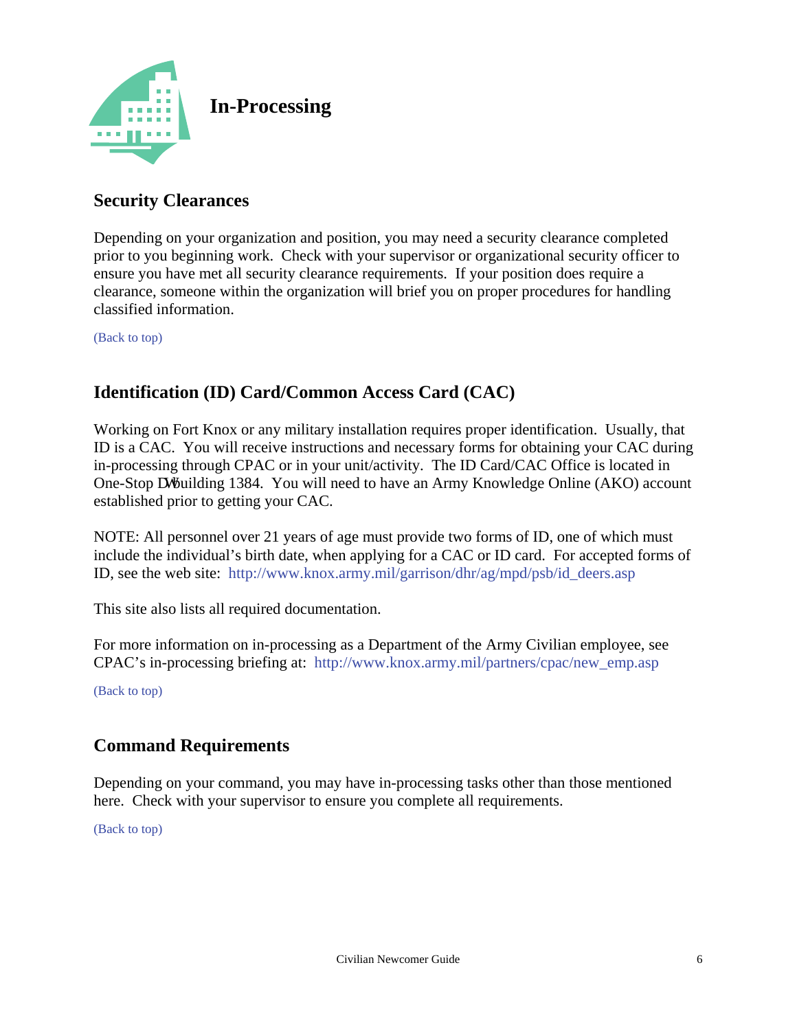# In-Processing

## Security Clearances

Depending on your organization and position, you may need a security clearance completed prior to you beginning work. Check with your supervisor or organizational security officer to ensure you have met all security clearance requirements. If your position does require a clearance, someone within the organization will brief you on proper procedures for handling classified information.

(Back to top)

## Identification (ID) Card/Common Access Card (CAC)

Working on Fort Knox or any military installation requires proper identification. Usually, that ID is a CAC. You will receive instructions and necessary forms for obtaining your CAC during in-processing through CPAC or in your unit/activity. The ID Card/CAC Office is located in One-Stop DWbuilding 1384. You will need to have an Army Knowledge Online (AKO) account established prior to getting your CAC.

NOTE: All personnel over 21 years of age must provide two forms of ID, one of which must include the individual's birth date, when applying for a CAC or ID card. For accepted forms of ID, see the web site: http://www.knox.army.mil/garrison/dhr/ag/mpd/psb/id_deers.asp

This site also lists all required documentation.

For more information on in-processing as a Department of the Army Civilian employee, see CPAC's in-processing briefing at: http://www.knox.army.mil/partners/cpac/new_emp.asp

(Back to top)

## Command Requirements

Depending on your command, you may have in-processing tasks other than those mentioned here. Check with your supervisor to ensure you complete all requirements.

(Back to top)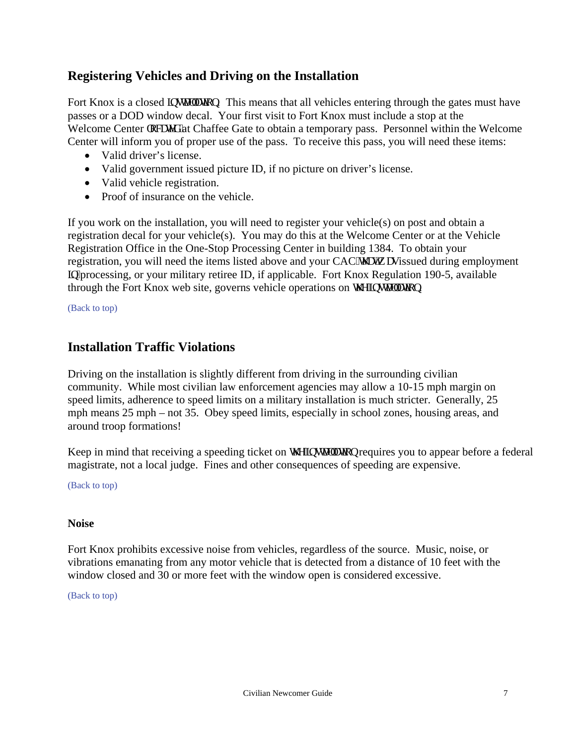## Registering Vehicles and Driving on the Installation

Fort Knox is a closed installation. This means that all vehicles entering through the gates must have passes or a DOD window decal. Your first visit to Fort Knox must include a stop at the Welcome Center located at Chaffee Gate to obtain a temporary pass. Personnel within the Welcome Center will inform you of proper use of the pass. To receive this pass, you will need these items:

- Valid driver's license.
- Valid government issued picture ID, if no picture on driver's license.
- Valid vehicle registration.
- Proof of insurance on the vehicle.

If you work on the installation, you will need to register your vehicle(s) on post and obtain a registration decal for your vehicle(s). You may do this at the Welcome Center or at the Vehicle Registration Office in the One-Stop Processing Center in building 1384. To obtain your registration, you will need the items listed above and your CAC that was issued during employment in processing, or your military retiree ID, if applicable. Fort Knox Regulation 190-5, available through the Fort Knox web site, governs vehicle operations on the installation.

(Back to top)

## Installation Traffic Violations

Driving on the installation is slightly different from driving in the surrounding civilian community. While most civilian law enforcement agencies may allow a 10-15 mph margin on speed limits, adherence to speed limits on a military installation is much stricter. Generally, 25 mph means 25 mph – not 35. Obey speed limits, especially in school zones, housing areas, and around troop formations!

Keep in mind that receiving a speeding ticket on the installation requires you to appear before a federal magistrate, not a local judge. Fines and other consequences of speeding are expensive.

(Back to top)

### Noise

Fort Knox prohibits excessive noise from vehicles, regardless of the source. Music, noise, or vibrations emanating from any motor vehicle that is detected from a distance of 10 feet with the window closed and 30 or more feet with the window open is considered excessive.

(Back to top)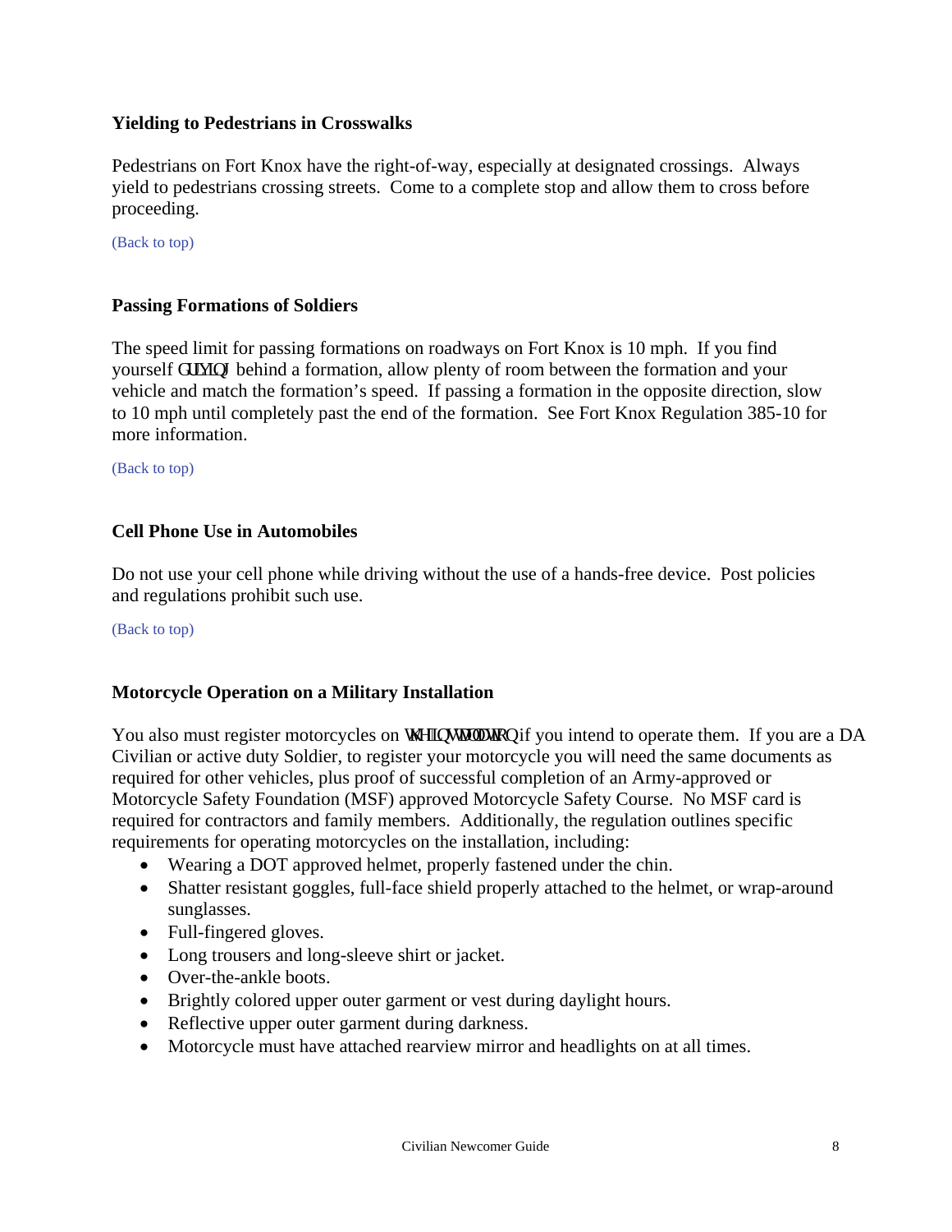### Yielding to Pedestrians in Crosswalks

Pedestrians on Fort Knox have the right-of-way, especially at designated crossings. Always yield to pedestrians crossing streets. Come to a complete stop and allow them to cross before proceeding.

(Back to top)

### Passing Formations of Soldiers

The speed limit for passing formations on roadways on Fort Knox is 10 mph. If you find yourself driving behind a formation, allow plenty of room between the formation and your vehicle and match the formation's speed. If passing a formation in the opposite direction, slow to 10 mph until completely past the end of the formation. See Fort Knox Regulation 385-10 for more information.

(Back to top)

### Cell Phone Use in Automobiles

Do not use your cell phone while driving without the use of a hands-free device. Post policies and regulations prohibit such use.

(Back to top)

### Motorcycle Operation on a Military Installation

You also must register motorcycles on the installation if you intend to operate them. If you are a DA Civilian or active duty Soldier, to register your motorcycle you will need the same documents as required for other vehicles, plus proof of successful completion of an Army-approved or Motorcycle Safety Foundation (MSF) approved Motorcycle Safety Course. No MSF card is required for contractors and family members. Additionally, the regulation outlines specific requirements for operating motorcycles on the installation, including:

- Wearing a DOT approved helmet, properly fastened under the chin.
- Shatter resistant goggles, full-face shield properly attached to the helmet, or wrap-around sunglasses.
- Full-fingered gloves.
- Long trousers and long-sleeve shirt or jacket.
- Over-the-ankle boots.
- Brightly colored upper outer garment or vest during daylight hours.
- Reflective upper outer garment during darkness.
- Motorcycle must have attached rearview mirror and headlights on at all times.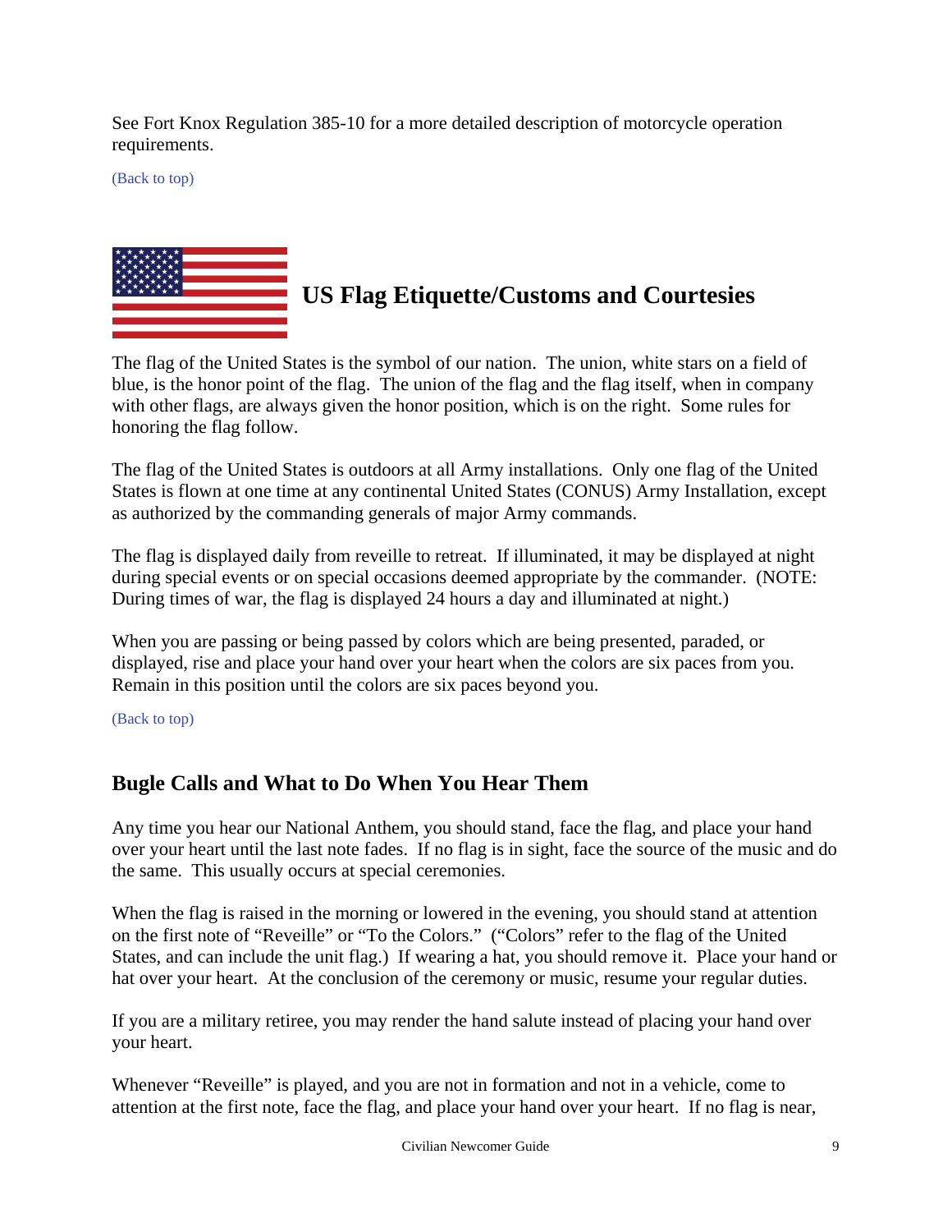See Fort Knox Regulation 385-10 for a more detailed description of motorcycle operation requirements.

(Back to top)

## US Flag Etiquette/Customs and Courtesies

The flag of the United States is the symbol of our nation. The union, white stars on a field of blue, is the honor point of the flag. The union of the flag and the flag itself, when in company with other flags, are always given the honor position, which is on the right. Some rules for honoring the flag follow.

The flag of the United States is outdoors at all Army installations. Only one flag of the United States is flown at one time at any continental United States (CONUS) Army Installation, except as authorized by the commanding generals of major Army commands.

The flag is displayed daily from reveille to retreat. If illuminated, it may be displayed at night during special events or on special occasions deemed appropriate by the commander. (NOTE: During times of war, the flag is displayed 24 hours a day and illuminated at night.)

When you are passing or being passed by colors which are being presented, paraded, or displayed, rise and place your hand over your heart when the colors are six paces from you. Remain in this position until the colors are six paces beyond you.

(Back to top)

## Bugle Calls and What to Do When You Hear Them

Any time you hear our National Anthem, you should stand, face the flag, and place your hand over your heart until the last note fades. If no flag is in sight, face the source of the music and do the same. This usually occurs at special ceremonies.

When the flag is raised in the morning or lowered in the evening, you should stand at attention on the first note of "Reveille" or "To the Colors." ("Colors" refer to the flag of the United States, and can include the unit flag.) If wearing a hat, you should remove it. Place your hand or hat over your heart. At the conclusion of the ceremony or music, resume your regular duties.

If you are a military retiree, you may render the hand salute instead of placing your hand over your heart.

Whenever "Reveille" is played, and you are not in formation and not in a vehicle, come to attention at the first note, face the flag, and place your hand over your heart. If no flag is near,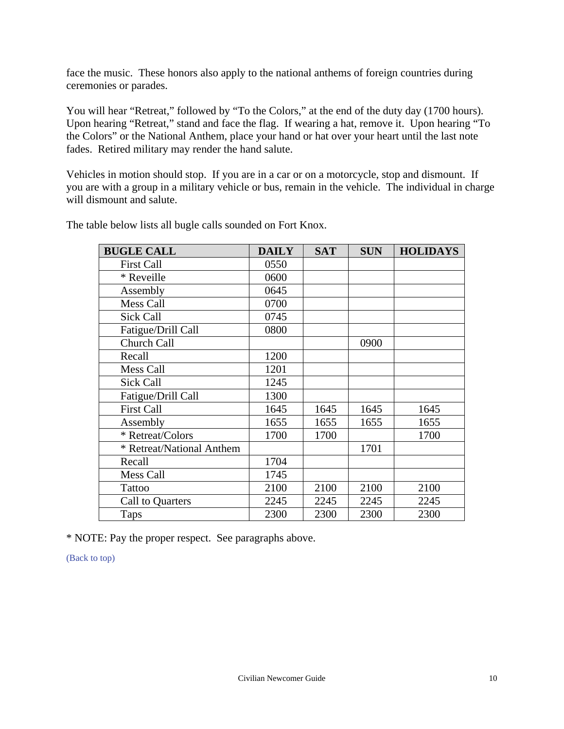face the music. These honors also apply to the national anthems of foreign countries during ceremonies or parades.

You will hear "Retreat," followed by "To the Colors," at the end of the duty day (1700 hours). Upon hearing "Retreat," stand and face the flag. If wearing a hat, remove it. Upon hearing "To the Colors" or the National Anthem, place your hand or hat over your heart until the last note fades. Retired military may render the hand salute.

Vehicles in motion should stop. If you are in a car or on a motorcycle, stop and dismount. If you are with a group in a military vehicle or bus, remain in the vehicle. The individual in charge will dismount and salute.

The table below lists all bugle calls sounded on Fort Knox.

| BUGLE CALL | DAILY | SAT | SUN | HOLIDAYS |
|---|---|---|---|---|
| First Call | 0550 | | | |
| * Reveille | 0600 | | | |
| Assembly | 0645 | | | |
| Mess Call | 0700 | | | |
| Sick Call | 0745 | | | |
| Fatigue/Drill Call | 0800 | | | |
| Church Call | | | 0900 | |
| Recall | 1200 | | | |
| Mess Call | 1201 | | | |
| Sick Call | 1245 | | | |
| Fatigue/Drill Call | 1300 | | | |
| First Call | 1645 | 1645 | 1645 | 1645 |
| Assembly | 1655 | 1655 | 1655 | 1655 |
| * Retreat/Colors | 1700 | 1700 | | 1700 |
| * Retreat/National Anthem | | | 1701 | |
| Recall | 1704 | | | |
| Mess Call | 1745 | | | |
| Tattoo | 2100 | 2100 | 2100 | 2100 |
| Call to Quarters | 2245 | 2245 | 2245 | 2245 |
| Taps | 2300 | 2300 | 2300 | 2300 |

* NOTE: Pay the proper respect. See paragraphs above.

(Back to top)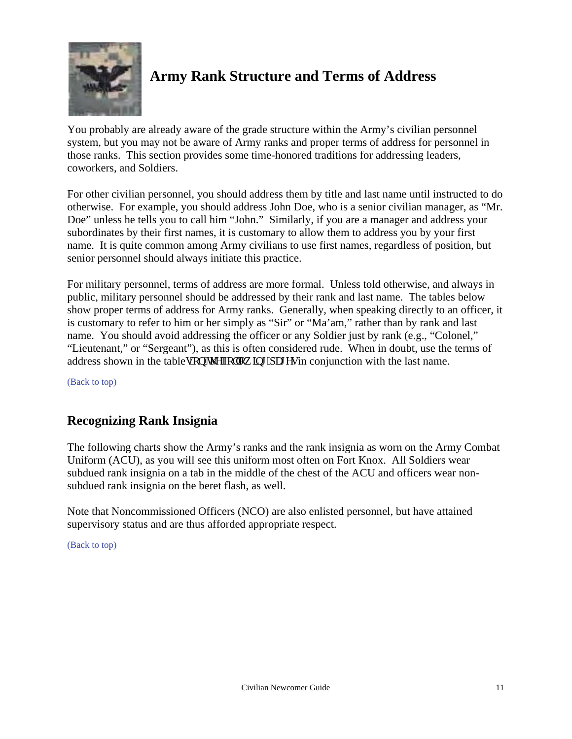## Army Rank Structure and Terms of Address

You probably are already aware of the grade structure within the Army's civilian personnel system, but you may not be aware of Army ranks and proper terms of address for personnel in those ranks. This section provides some time-honored traditions for addressing leaders, coworkers, and Soldiers.

For other civilian personnel, you should address them by title and last name until instructed to do otherwise. For example, you should address John Doe, who is a senior civilian manager, as "Mr. Doe" unless he tells you to call him "John." Similarly, if you are a manager and address your subordinates by their first names, it is customary to allow them to address you by your first name. It is quite common among Army civilians to use first names, regardless of position, but senior personnel should always initiate this practice.

For military personnel, terms of address are more formal. Unless told otherwise, and always in public, military personnel should be addressed by their rank and last name. The tables below show proper terms of address for Army ranks. Generally, when speaking directly to an officer, it is customary to refer to him or her simply as "Sir" or "Ma'am," rather than by rank and last name. You should avoid addressing the officer or any Soldier just by rank (e.g., "Colonel," "Lieutenant," or "Sergeant"), as this is often considered rude. When in doubt, use the terms of address shown in the tables on the following pages in conjunction with the last name.

(Back to top)

## Recognizing Rank Insignia

The following charts show the Army's ranks and the rank insignia as worn on the Army Combat Uniform (ACU), as you will see this uniform most often on Fort Knox. All Soldiers wear subdued rank insignia on a tab in the middle of the chest of the ACU and officers wear non-subdued rank insignia on the beret flash, as well.

Note that Noncommissioned Officers (NCO) are also enlisted personnel, but have attained supervisory status and are thus afforded appropriate respect.

(Back to top)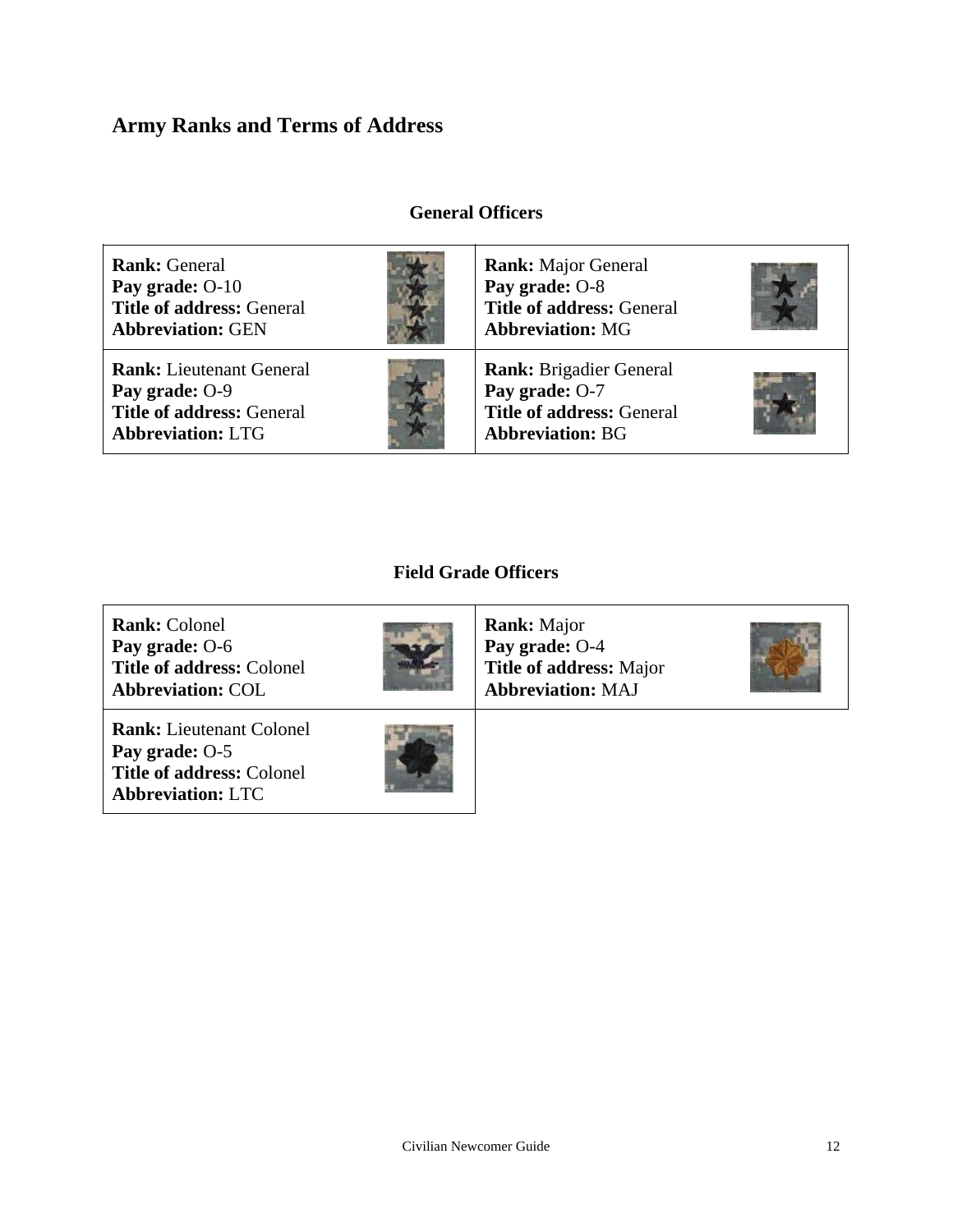# Army Ranks and Terms of Address

## General Officers

| | |
|---|---|
| **Rank:** General<br>**Pay grade:** O-10<br>**Title of address:** General<br>**Abbreviation:** GEN | **Rank:** Major General<br>**Pay grade:** O-8<br>**Title of address:** General<br>**Abbreviation:** MG |
| **Rank:** Lieutenant General<br>**Pay grade:** O-9<br>**Title of address:** General<br>**Abbreviation:** LTG | **Rank:** Brigadier General<br>**Pay grade:** O-7<br>**Title of address:** General<br>**Abbreviation:** BG |

## Field Grade Officers

| | |
|---|---|
| **Rank:** Colonel<br>**Pay grade:** O-6<br>**Title of address:** Colonel<br>**Abbreviation:** COL | **Rank:** Major<br>**Pay grade:** O-4<br>**Title of address:** Major<br>**Abbreviation:** MAJ |
| **Rank:** Lieutenant Colonel<br>**Pay grade:** O-5<br>**Title of address:** Colonel<br>**Abbreviation:** LTC | |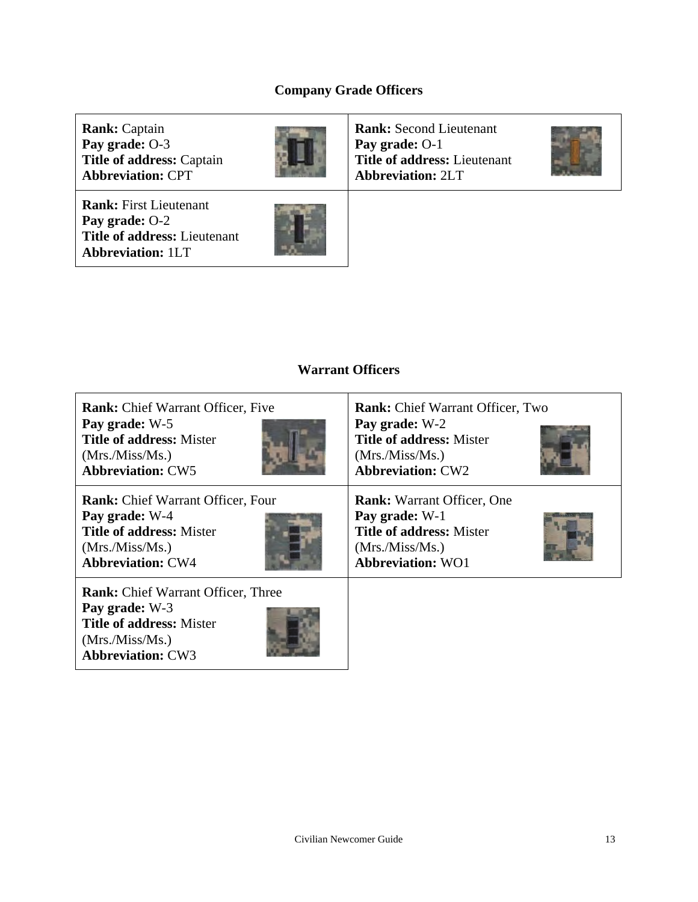## Company Grade Officers

| | |
|---|---|
| **Rank:** Captain<br>**Pay grade:** O-3<br>**Title of address:** Captain<br>**Abbreviation:** CPT | **Rank:** Second Lieutenant<br>**Pay grade:** O-1<br>**Title of address:** Lieutenant<br>**Abbreviation:** 2LT |
| **Rank:** First Lieutenant<br>**Pay grade:** O-2<br>**Title of address:** Lieutenant<br>**Abbreviation:** 1LT | |

## Warrant Officers

| | |
|---|---|
| **Rank:** Chief Warrant Officer, Five<br>**Pay grade:** W-5<br>**Title of address:** Mister (Mrs./Miss/Ms.)<br>**Abbreviation:** CW5 | **Rank:** Chief Warrant Officer, Two<br>**Pay grade:** W-2<br>**Title of address:** Mister (Mrs./Miss/Ms.)<br>**Abbreviation:** CW2 |
| **Rank:** Chief Warrant Officer, Four<br>**Pay grade:** W-4<br>**Title of address:** Mister (Mrs./Miss/Ms.)<br>**Abbreviation:** CW4 | **Rank:** Warrant Officer, One<br>**Pay grade:** W-1<br>**Title of address:** Mister (Mrs./Miss/Ms.)<br>**Abbreviation:** WO1 |
| **Rank:** Chief Warrant Officer, Three<br>**Pay grade:** W-3<br>**Title of address:** Mister (Mrs./Miss/Ms.)<br>**Abbreviation:** CW3 | |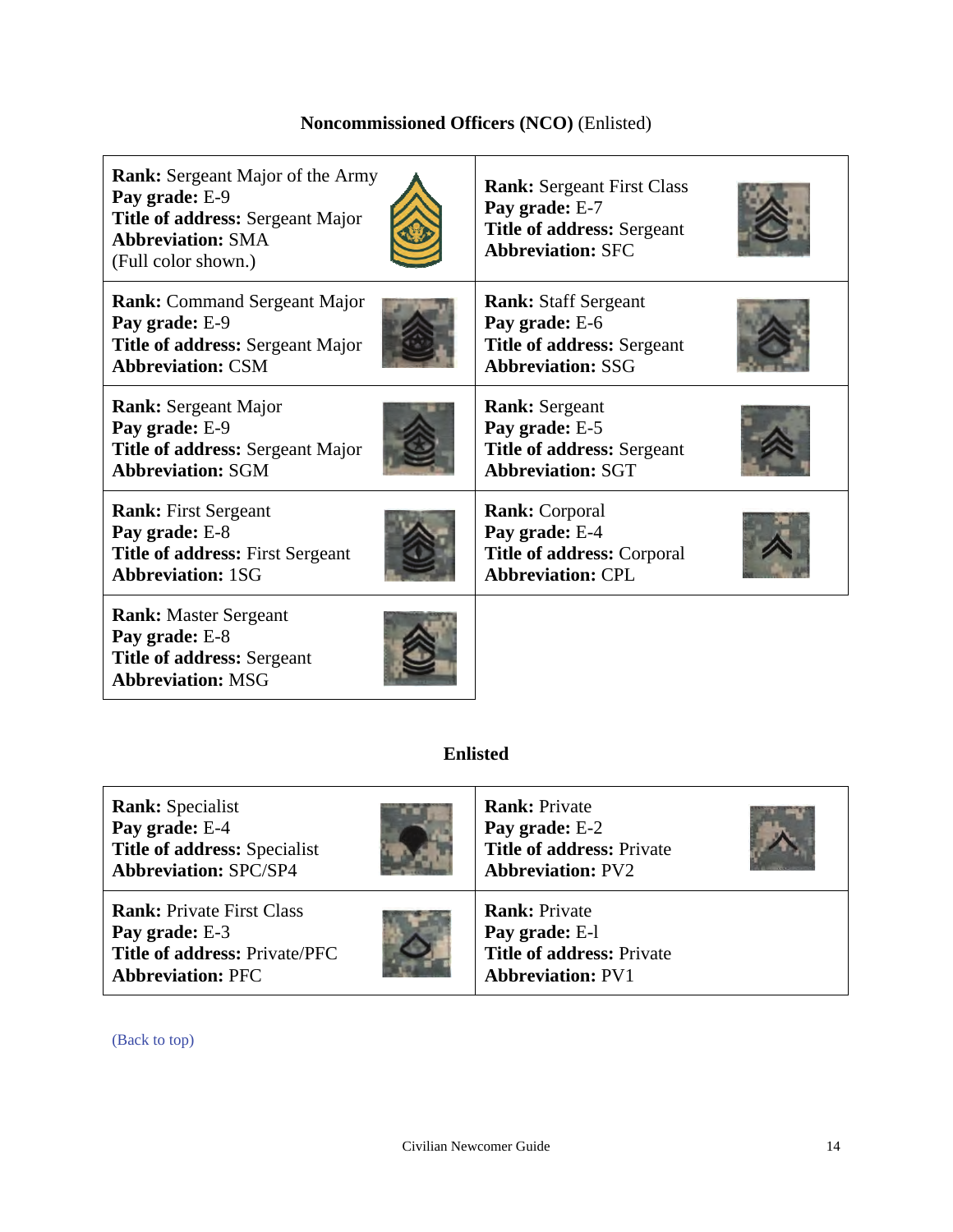## **Noncommissioned Officers (NCO)** (Enlisted)

| | |
|---|---|
| **Rank:** Sergeant Major of the Army<br>**Pay grade:** E-9<br>**Title of address:** Sergeant Major<br>**Abbreviation:** SMA<br>(Full color shown.) | **Rank:** Sergeant First Class<br>**Pay grade:** E-7<br>**Title of address:** Sergeant<br>**Abbreviation:** SFC |
| **Rank:** Command Sergeant Major<br>**Pay grade:** E-9<br>**Title of address:** Sergeant Major<br>**Abbreviation:** CSM | **Rank:** Staff Sergeant<br>**Pay grade:** E-6<br>**Title of address:** Sergeant<br>**Abbreviation:** SSG |
| **Rank:** Sergeant Major<br>**Pay grade:** E-9<br>**Title of address:** Sergeant Major<br>**Abbreviation:** SGM | **Rank:** Sergeant<br>**Pay grade:** E-5<br>**Title of address:** Sergeant<br>**Abbreviation:** SGT |
| **Rank:** First Sergeant<br>**Pay grade:** E-8<br>**Title of address:** First Sergeant<br>**Abbreviation:** 1SG | **Rank:** Corporal<br>**Pay grade:** E-4<br>**Title of address:** Corporal<br>**Abbreviation:** CPL |
| **Rank:** Master Sergeant<br>**Pay grade:** E-8<br>**Title of address:** Sergeant<br>**Abbreviation:** MSG | |

## **Enlisted**

| | |
|---|---|
| **Rank:** Specialist<br>**Pay grade:** E-4<br>**Title of address:** Specialist<br>**Abbreviation:** SPC/SP4 | **Rank:** Private<br>**Pay grade:** E-2<br>**Title of address:** Private<br>**Abbreviation:** PV2 |
| **Rank:** Private First Class<br>**Pay grade:** E-3<br>**Title of address:** Private/PFC<br>**Abbreviation:** PFC | **Rank:** Private<br>**Pay grade:** E-l<br>**Title of address:** Private<br>**Abbreviation:** PV1 |

(Back to top)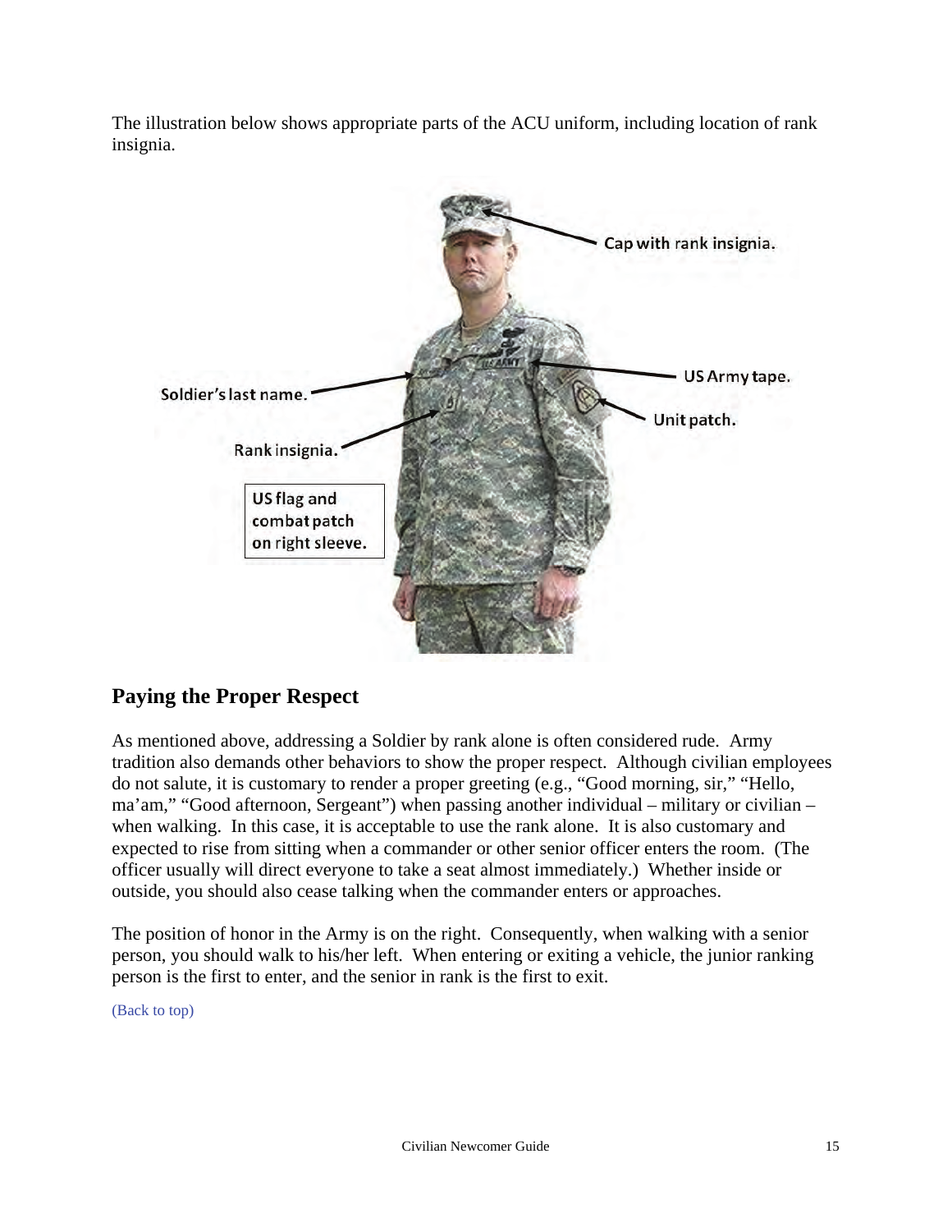The illustration below shows appropriate parts of the ACU uniform, including location of rank insignia.

Cap with rank insignia.

Soldier's last name.

US Army tape.

Unit patch.

Rank insignia.

US flag and combat patch on right sleeve.

## Paying the Proper Respect

As mentioned above, addressing a Soldier by rank alone is often considered rude. Army tradition also demands other behaviors to show the proper respect. Although civilian employees do not salute, it is customary to render a proper greeting (e.g., "Good morning, sir," "Hello, ma'am," "Good afternoon, Sergeant") when passing another individual – military or civilian – when walking. In this case, it is acceptable to use the rank alone. It is also customary and expected to rise from sitting when a commander or other senior officer enters the room. (The officer usually will direct everyone to take a seat almost immediately.) Whether inside or outside, you should also cease talking when the commander enters or approaches.

The position of honor in the Army is on the right. Consequently, when walking with a senior person, you should walk to his/her left. When entering or exiting a vehicle, the junior ranking person is the first to enter, and the senior in rank is the first to exit.

(Back to top)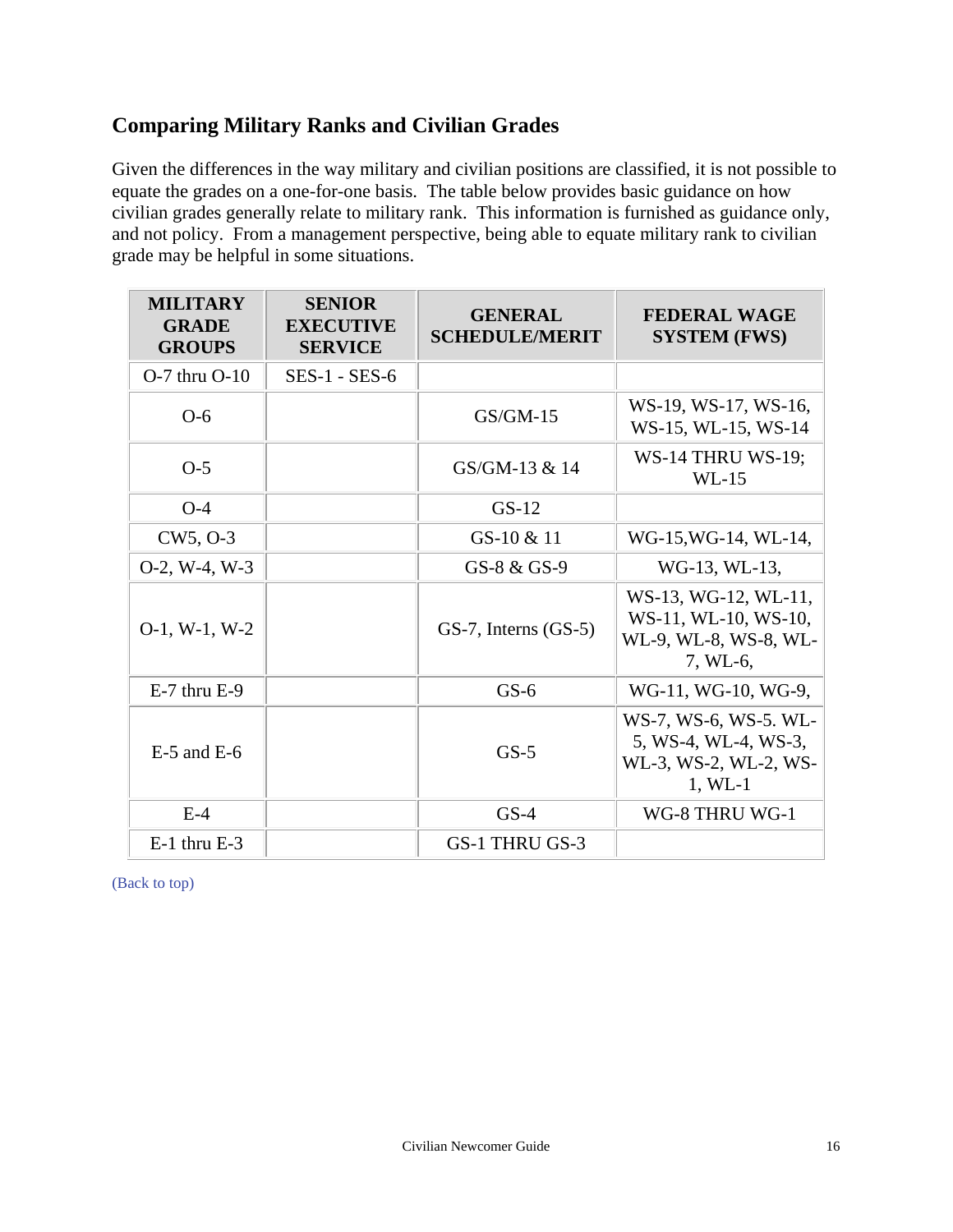## Comparing Military Ranks and Civilian Grades

Given the differences in the way military and civilian positions are classified, it is not possible to equate the grades on a one-for-one basis. The table below provides basic guidance on how civilian grades generally relate to military rank. This information is furnished as guidance only, and not policy. From a management perspective, being able to equate military rank to civilian grade may be helpful in some situations.

| MILITARY GRADE GROUPS | SENIOR EXECUTIVE SERVICE | GENERAL SCHEDULE/MERIT | FEDERAL WAGE SYSTEM (FWS) |
|---|---|---|---|
| O-7 thru O-10 | SES-1 - SES-6 | | |
| O-6 | | GS/GM-15 | WS-19, WS-17, WS-16, WS-15, WL-15, WS-14 |
| O-5 | | GS/GM-13 & 14 | WS-14 THRU WS-19; WL-15 |
| O-4 | | GS-12 | |
| CW5, O-3 | | GS-10 & 11 | WG-15,WG-14, WL-14, |
| O-2, W-4, W-3 | | GS-8 & GS-9 | WG-13, WL-13, |
| O-1, W-1, W-2 | | GS-7, Interns (GS-5) | WS-13, WG-12, WL-11, WS-11, WL-10, WS-10, WL-9, WL-8, WS-8, WL-7, WL-6, |
| E-7 thru E-9 | | GS-6 | WG-11, WG-10, WG-9, |
| E-5 and E-6 | | GS-5 | WS-7, WS-6, WS-5. WL-5, WS-4, WL-4, WS-3, WL-3, WS-2, WL-2, WS-1, WL-1 |
| E-4 | | GS-4 | WG-8 THRU WG-1 |
| E-1 thru E-3 | | GS-1 THRU GS-3 | |

(Back to top)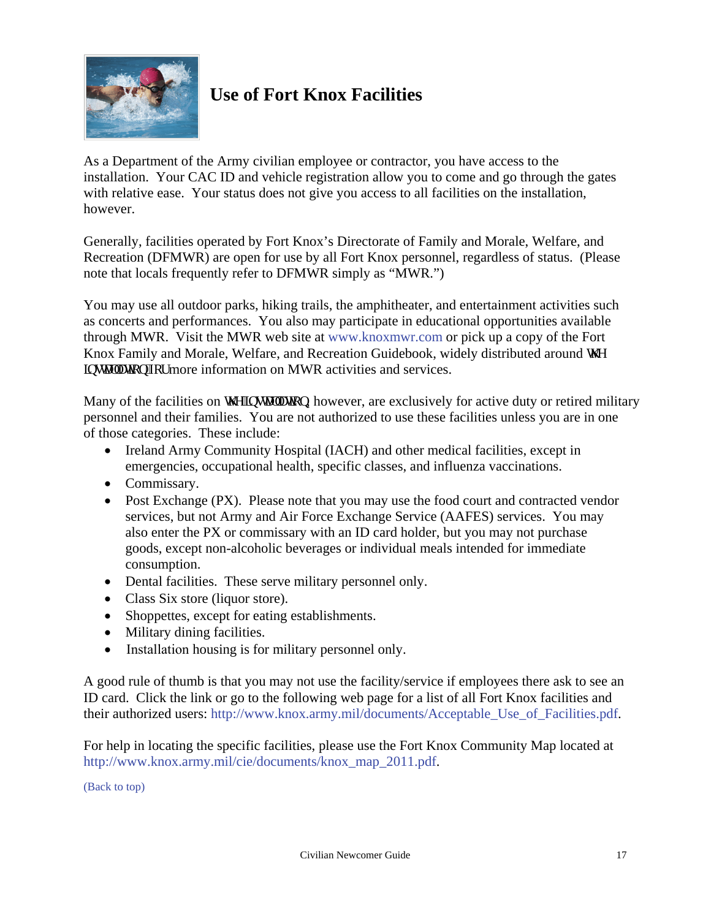# Use of Fort Knox Facilities

As a Department of the Army civilian employee or contractor, you have access to the installation. Your CAC ID and vehicle registration allow you to come and go through the gates with relative ease. Your status does not give you access to all facilities on the installation, however.

Generally, facilities operated by Fort Knox's Directorate of Family and Morale, Welfare, and Recreation (DFMWR) are open for use by all Fort Knox personnel, regardless of status. (Please note that locals frequently refer to DFMWR simply as "MWR.")

You may use all outdoor parks, hiking trails, the amphitheater, and entertainment activities such as concerts and performances. You also may participate in educational opportunities available through MWR. Visit the MWR web site at www.knoxmwr.com or pick up a copy of the Fort Knox Family and Morale, Welfare, and Recreation Guidebook, widely distributed around the installation for more information on MWR activities and services.

Many of the facilities on the installation however, are exclusively for active duty or retired military personnel and their families. You are not authorized to use these facilities unless you are in one of those categories. These include:

- Ireland Army Community Hospital (IACH) and other medical facilities, except in emergencies, occupational health, specific classes, and influenza vaccinations.
- Commissary.
- Post Exchange (PX). Please note that you may use the food court and contracted vendor services, but not Army and Air Force Exchange Service (AAFES) services. You may also enter the PX or commissary with an ID card holder, but you may not purchase goods, except non-alcoholic beverages or individual meals intended for immediate consumption.
- Dental facilities. These serve military personnel only.
- Class Six store (liquor store).
- Shoppettes, except for eating establishments.
- Military dining facilities.
- Installation housing is for military personnel only.

A good rule of thumb is that you may not use the facility/service if employees there ask to see an ID card. Click the link or go to the following web page for a list of all Fort Knox facilities and their authorized users: http://www.knox.army.mil/documents/Acceptable_Use_of_Facilities.pdf.

For help in locating the specific facilities, please use the Fort Knox Community Map located at http://www.knox.army.mil/cie/documents/knox_map_2011.pdf.

(Back to top)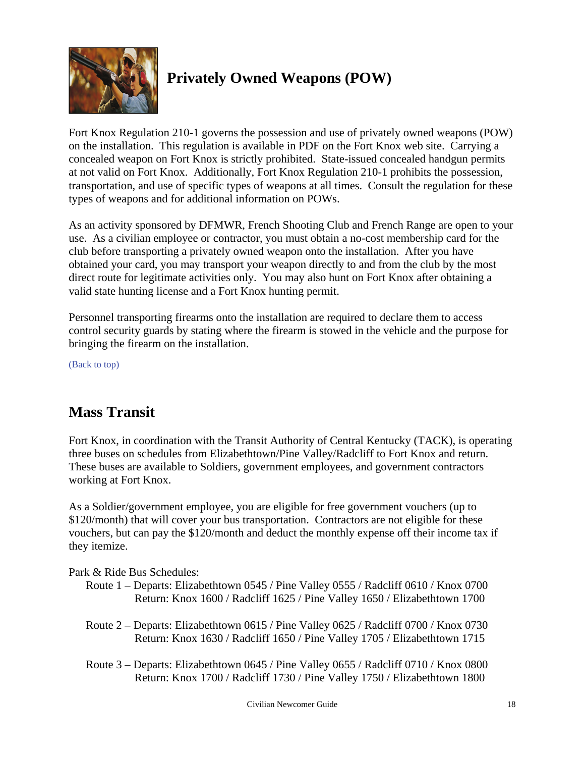## Privately Owned Weapons (POW)

Fort Knox Regulation 210-1 governs the possession and use of privately owned weapons (POW) on the installation. This regulation is available in PDF on the Fort Knox web site. Carrying a concealed weapon on Fort Knox is strictly prohibited. State-issued concealed handgun permits at not valid on Fort Knox. Additionally, Fort Knox Regulation 210-1 prohibits the possession, transportation, and use of specific types of weapons at all times. Consult the regulation for these types of weapons and for additional information on POWs.

As an activity sponsored by DFMWR, French Shooting Club and French Range are open to your use. As a civilian employee or contractor, you must obtain a no-cost membership card for the club before transporting a privately owned weapon onto the installation. After you have obtained your card, you may transport your weapon directly to and from the club by the most direct route for legitimate activities only. You may also hunt on Fort Knox after obtaining a valid state hunting license and a Fort Knox hunting permit.

Personnel transporting firearms onto the installation are required to declare them to access control security guards by stating where the firearm is stowed in the vehicle and the purpose for bringing the firearm on the installation.

(Back to top)

## Mass Transit

Fort Knox, in coordination with the Transit Authority of Central Kentucky (TACK), is operating three buses on schedules from Elizabethtown/Pine Valley/Radcliff to Fort Knox and return. These buses are available to Soldiers, government employees, and government contractors working at Fort Knox.

As a Soldier/government employee, you are eligible for free government vouchers (up to $120/month) that will cover your bus transportation. Contractors are not eligible for these vouchers, but can pay the $120/month and deduct the monthly expense off their income tax if they itemize.

Park & Ride Bus Schedules:

Route 1 – Departs: Elizabethtown 0545 / Pine Valley 0555 / Radcliff 0610 / Knox 0700
Return: Knox 1600 / Radcliff 1625 / Pine Valley 1650 / Elizabethtown 1700

Route 2 – Departs: Elizabethtown 0615 / Pine Valley 0625 / Radcliff 0700 / Knox 0730
Return: Knox 1630 / Radcliff 1650 / Pine Valley 1705 / Elizabethtown 1715

Route 3 – Departs: Elizabethtown 0645 / Pine Valley 0655 / Radcliff 0710 / Knox 0800
Return: Knox 1700 / Radcliff 1730 / Pine Valley 1750 / Elizabethtown 1800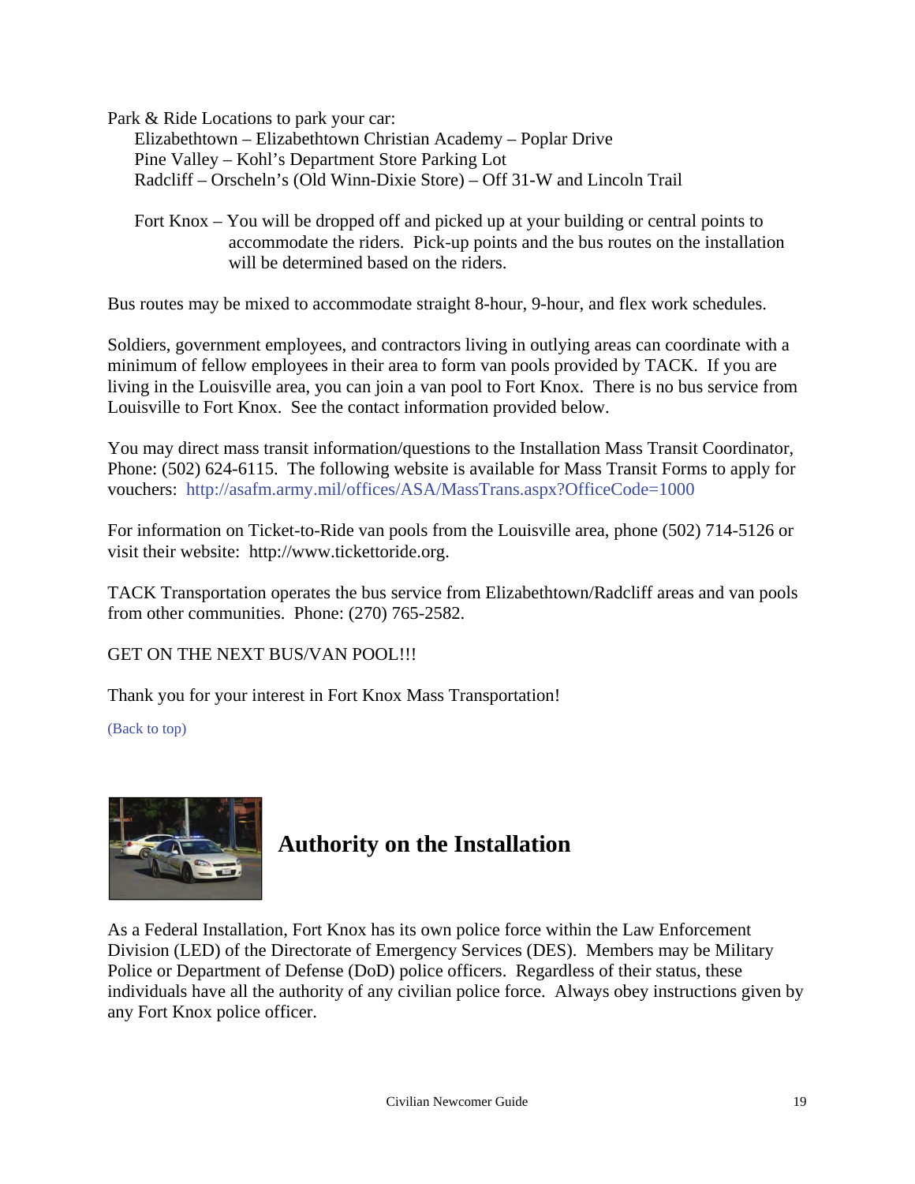Park & Ride Locations to park your car:

- Elizabethtown – Elizabethtown Christian Academy – Poplar Drive
- Pine Valley – Kohl's Department Store Parking Lot
- Radcliff – Orscheln's (Old Winn-Dixie Store) – Off 31-W and Lincoln Trail

Fort Knox – You will be dropped off and picked up at your building or central points to accommodate the riders. Pick-up points and the bus routes on the installation will be determined based on the riders.

Bus routes may be mixed to accommodate straight 8-hour, 9-hour, and flex work schedules.

Soldiers, government employees, and contractors living in outlying areas can coordinate with a minimum of fellow employees in their area to form van pools provided by TACK. If you are living in the Louisville area, you can join a van pool to Fort Knox. There is no bus service from Louisville to Fort Knox. See the contact information provided below.

You may direct mass transit information/questions to the Installation Mass Transit Coordinator, Phone: (502) 624-6115. The following website is available for Mass Transit Forms to apply for vouchers: http://asafm.army.mil/offices/ASA/MassTrans.aspx?OfficeCode=1000

For information on Ticket-to-Ride van pools from the Louisville area, phone (502) 714-5126 or visit their website: http://www.tickettoride.org.

TACK Transportation operates the bus service from Elizabethtown/Radcliff areas and van pools from other communities. Phone: (270) 765-2582.

GET ON THE NEXT BUS/VAN POOL!!!

Thank you for your interest in Fort Knox Mass Transportation!

(Back to top)

## Authority on the Installation

As a Federal Installation, Fort Knox has its own police force within the Law Enforcement Division (LED) of the Directorate of Emergency Services (DES). Members may be Military Police or Department of Defense (DoD) police officers. Regardless of their status, these individuals have all the authority of any civilian police force. Always obey instructions given by any Fort Knox police officer.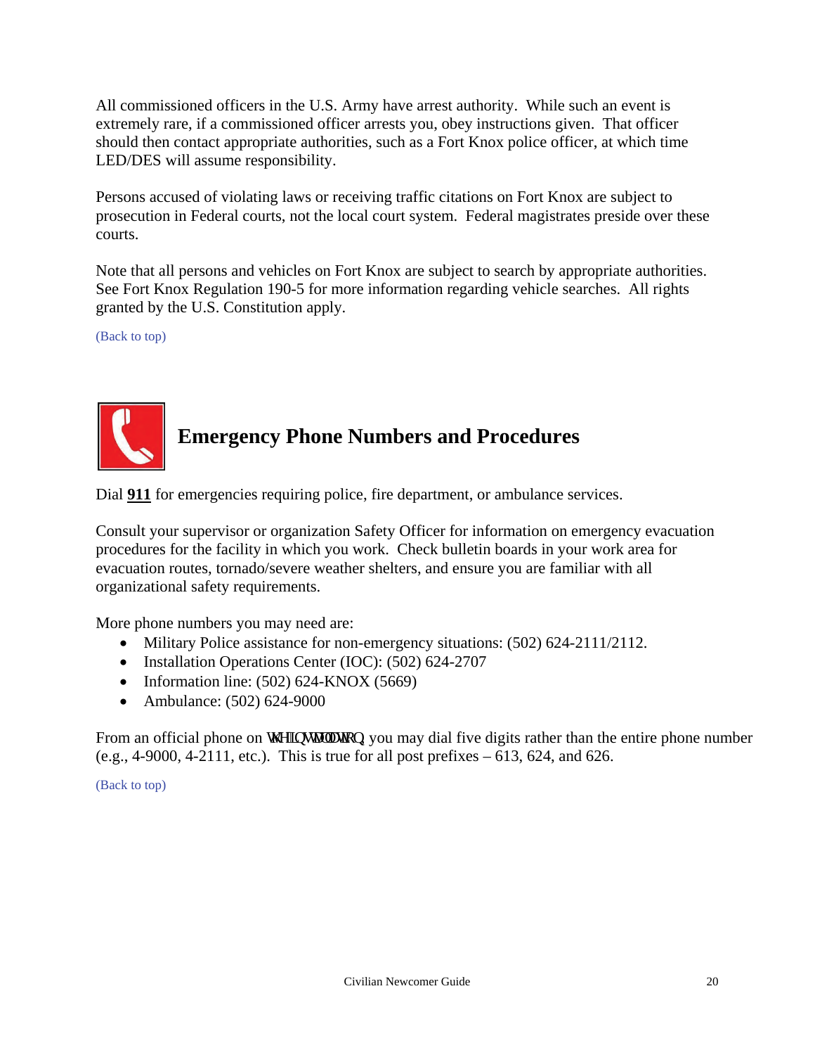All commissioned officers in the U.S. Army have arrest authority. While such an event is extremely rare, if a commissioned officer arrests you, obey instructions given. That officer should then contact appropriate authorities, such as a Fort Knox police officer, at which time LED/DES will assume responsibility.

Persons accused of violating laws or receiving traffic citations on Fort Knox are subject to prosecution in Federal courts, not the local court system. Federal magistrates preside over these courts.

Note that all persons and vehicles on Fort Knox are subject to search by appropriate authorities. See Fort Knox Regulation 190-5 for more information regarding vehicle searches. All rights granted by the U.S. Constitution apply.

(Back to top)

## Emergency Phone Numbers and Procedures

Dial **911** for emergencies requiring police, fire department, or ambulance services.

Consult your supervisor or organization Safety Officer for information on emergency evacuation procedures for the facility in which you work. Check bulletin boards in your work area for evacuation routes, tornado/severe weather shelters, and ensure you are familiar with all organizational safety requirements.

More phone numbers you may need are:

- Military Police assistance for non-emergency situations: (502) 624-2111/2112.
- Installation Operations Center (IOC): (502) 624-2707
- Information line: (502) 624-KNOX (5669)
- Ambulance: (502) 624-9000

From an official phone on the installation you may dial five digits rather than the entire phone number (e.g., 4-9000, 4-2111, etc.). This is true for all post prefixes – 613, 624, and 626.

(Back to top)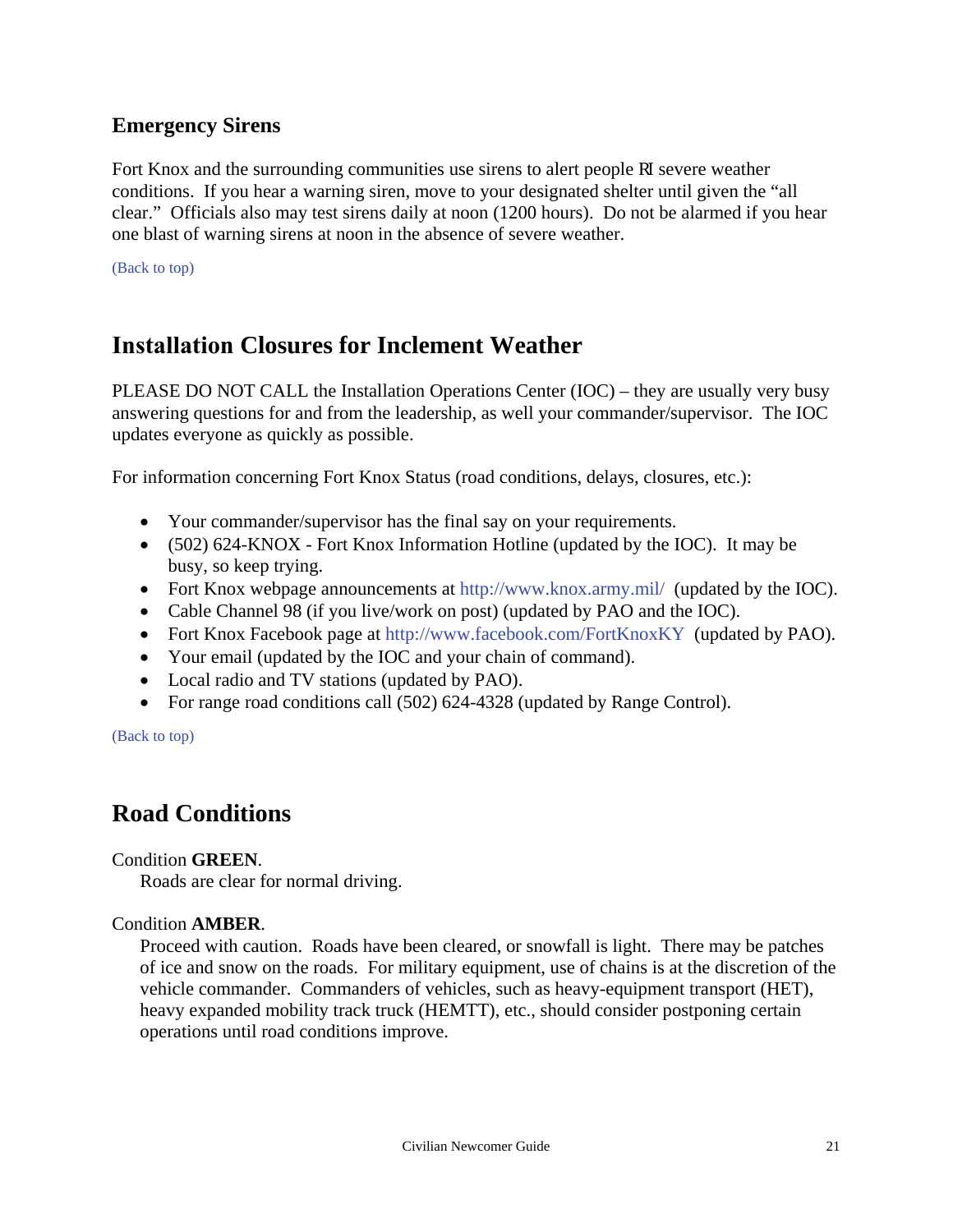## Emergency Sirens

Fort Knox and the surrounding communities use sirens to alert people of severe weather conditions. If you hear a warning siren, move to your designated shelter until given the "all clear." Officials also may test sirens daily at noon (1200 hours). Do not be alarmed if you hear one blast of warning sirens at noon in the absence of severe weather.

(Back to top)

# Installation Closures for Inclement Weather

PLEASE DO NOT CALL the Installation Operations Center (IOC) – they are usually very busy answering questions for and from the leadership, as well your commander/supervisor. The IOC updates everyone as quickly as possible.

For information concerning Fort Knox Status (road conditions, delays, closures, etc.):

- Your commander/supervisor has the final say on your requirements.
- (502) 624-KNOX - Fort Knox Information Hotline (updated by the IOC). It may be busy, so keep trying.
- Fort Knox webpage announcements at http://www.knox.army.mil/ (updated by the IOC).
- Cable Channel 98 (if you live/work on post) (updated by PAO and the IOC).
- Fort Knox Facebook page at http://www.facebook.com/FortKnoxKY (updated by PAO).
- Your email (updated by the IOC and your chain of command).
- Local radio and TV stations (updated by PAO).
- For range road conditions call (502) 624-4328 (updated by Range Control).

(Back to top)

# Road Conditions

Condition **GREEN**.

Roads are clear for normal driving.

Condition **AMBER**.

Proceed with caution. Roads have been cleared, or snowfall is light. There may be patches of ice and snow on the roads. For military equipment, use of chains is at the discretion of the vehicle commander. Commanders of vehicles, such as heavy-equipment transport (HET), heavy expanded mobility track truck (HEMTT), etc., should consider postponing certain operations until road conditions improve.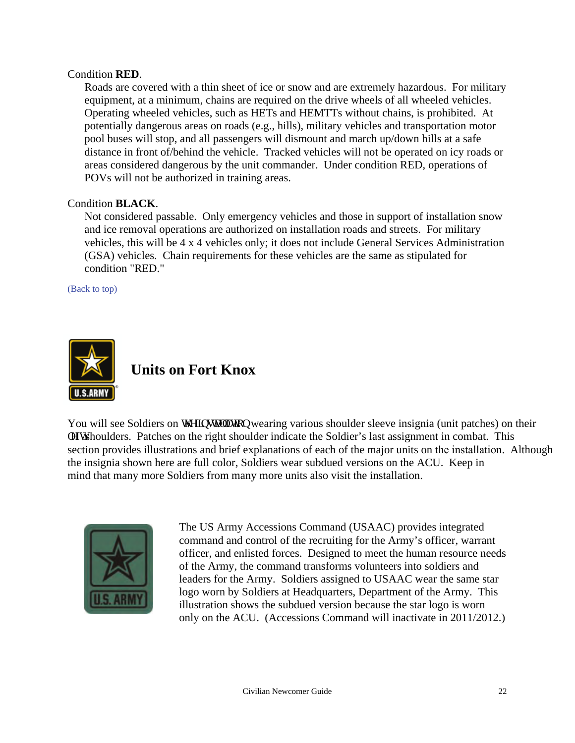Condition **RED**.

Roads are covered with a thin sheet of ice or snow and are extremely hazardous. For military equipment, at a minimum, chains are required on the drive wheels of all wheeled vehicles. Operating wheeled vehicles, such as HETs and HEMTTs without chains, is prohibited. At potentially dangerous areas on roads (e.g., hills), military vehicles and transportation motor pool buses will stop, and all passengers will dismount and march up/down hills at a safe distance in front of/behind the vehicle. Tracked vehicles will not be operated on icy roads or areas considered dangerous by the unit commander. Under condition RED, operations of POVs will not be authorized in training areas.

Condition **BLACK**.

Not considered passable. Only emergency vehicles and those in support of installation snow and ice removal operations are authorized on installation roads and streets. For military vehicles, this will be 4 x 4 vehicles only; it does not include General Services Administration (GSA) vehicles. Chain requirements for these vehicles are the same as stipulated for condition "RED."

(Back to top)

## Units on Fort Knox

You will see Soldiers on the installation wearing various shoulder sleeve insignia (unit patches) on their left shoulders. Patches on the right shoulder indicate the Soldier's last assignment in combat. This section provides illustrations and brief explanations of each of the major units on the installation. Although the insignia shown here are full color, Soldiers wear subdued versions on the ACU. Keep in mind that many more Soldiers from many more units also visit the installation.

The US Army Accessions Command (USAAC) provides integrated command and control of the recruiting for the Army's officer, warrant officer, and enlisted forces. Designed to meet the human resource needs of the Army, the command transforms volunteers into soldiers and leaders for the Army. Soldiers assigned to USAAC wear the same star logo worn by Soldiers at Headquarters, Department of the Army. This illustration shows the subdued version because the star logo is worn only on the ACU. (Accessions Command will inactivate in 2011/2012.)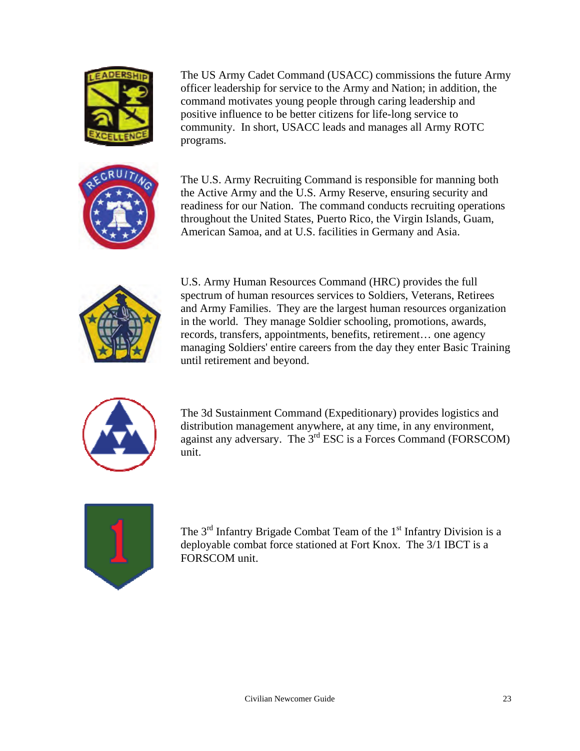The US Army Cadet Command (USACC) commissions the future Army officer leadership for service to the Army and Nation; in addition, the command motivates young people through caring leadership and positive influence to be better citizens for life-long service to community. In short, USACC leads and manages all Army ROTC programs.

The U.S. Army Recruiting Command is responsible for manning both the Active Army and the U.S. Army Reserve, ensuring security and readiness for our Nation. The command conducts recruiting operations throughout the United States, Puerto Rico, the Virgin Islands, Guam, American Samoa, and at U.S. facilities in Germany and Asia.

U.S. Army Human Resources Command (HRC) provides the full spectrum of human resources services to Soldiers, Veterans, Retirees and Army Families. They are the largest human resources organization in the world. They manage Soldier schooling, promotions, awards, records, transfers, appointments, benefits, retirement… one agency managing Soldiers' entire careers from the day they enter Basic Training until retirement and beyond.

The 3d Sustainment Command (Expeditionary) provides logistics and distribution management anywhere, at any time, in any environment, against any adversary. The 3rd ESC is a Forces Command (FORSCOM) unit.

The 3rd Infantry Brigade Combat Team of the 1st Infantry Division is a deployable combat force stationed at Fort Knox. The 3/1 IBCT is a FORSCOM unit.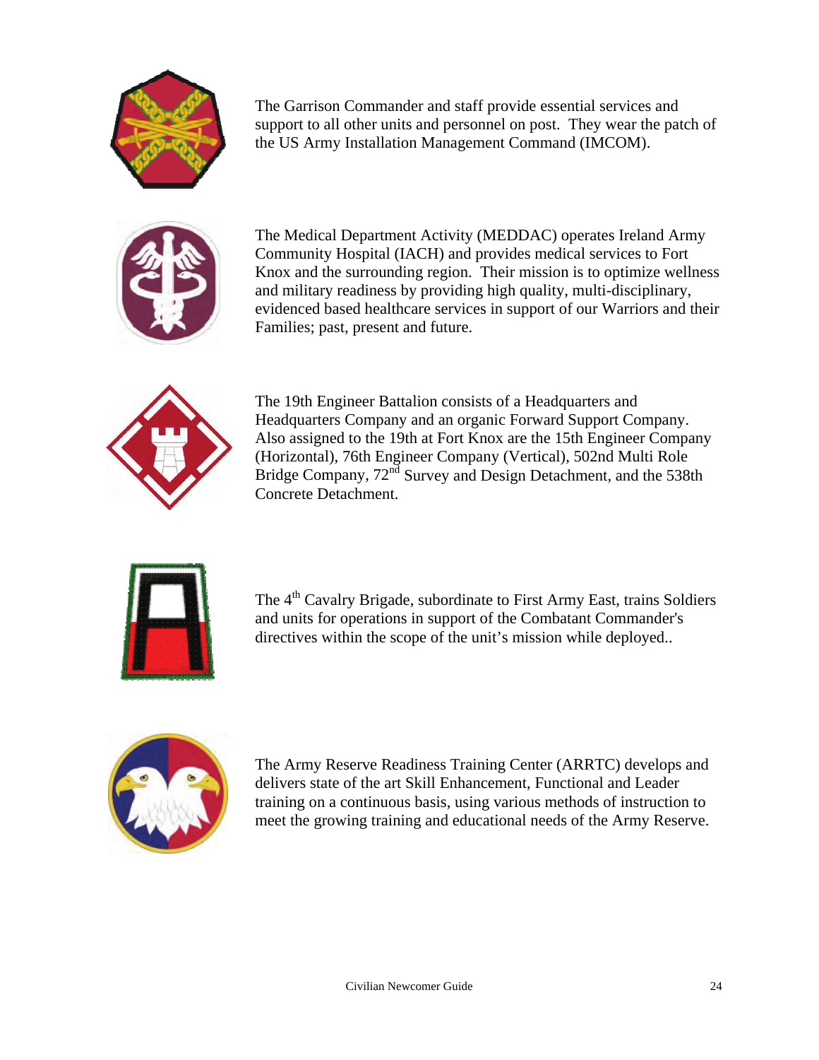The Garrison Commander and staff provide essential services and support to all other units and personnel on post. They wear the patch of the US Army Installation Management Command (IMCOM).

The Medical Department Activity (MEDDAC) operates Ireland Army Community Hospital (IACH) and provides medical services to Fort Knox and the surrounding region. Their mission is to optimize wellness and military readiness by providing high quality, multi-disciplinary, evidenced based healthcare services in support of our Warriors and their Families; past, present and future.

The 19th Engineer Battalion consists of a Headquarters and Headquarters Company and an organic Forward Support Company. Also assigned to the 19th at Fort Knox are the 15th Engineer Company (Horizontal), 76th Engineer Company (Vertical), 502nd Multi Role Bridge Company, 72nd Survey and Design Detachment, and the 538th Concrete Detachment.

The 4th Cavalry Brigade, subordinate to First Army East, trains Soldiers and units for operations in support of the Combatant Commander's directives within the scope of the unit's mission while deployed..

The Army Reserve Readiness Training Center (ARRTC) develops and delivers state of the art Skill Enhancement, Functional and Leader training on a continuous basis, using various methods of instruction to meet the growing training and educational needs of the Army Reserve.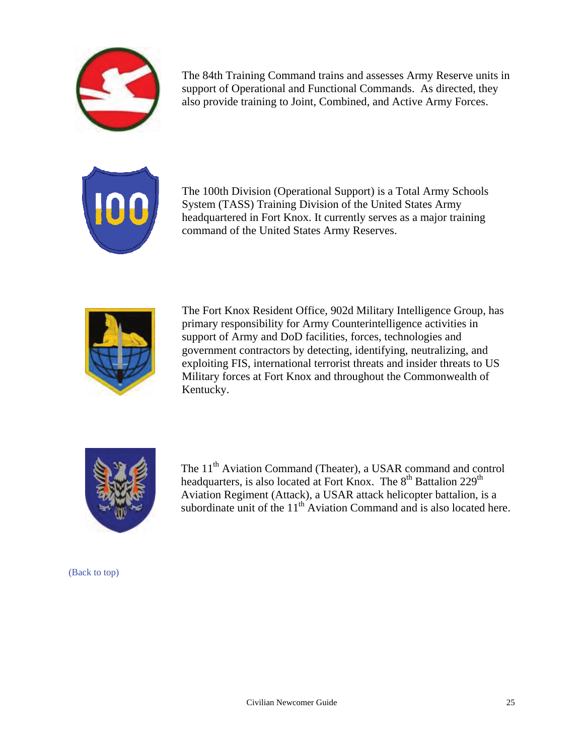The 84th Training Command trains and assesses Army Reserve units in support of Operational and Functional Commands. As directed, they also provide training to Joint, Combined, and Active Army Forces.

The 100th Division (Operational Support) is a Total Army Schools System (TASS) Training Division of the United States Army headquartered in Fort Knox. It currently serves as a major training command of the United States Army Reserves.

The Fort Knox Resident Office, 902d Military Intelligence Group, has primary responsibility for Army Counterintelligence activities in support of Army and DoD facilities, forces, technologies and government contractors by detecting, identifying, neutralizing, and exploiting FIS, international terrorist threats and insider threats to US Military forces at Fort Knox and throughout the Commonwealth of Kentucky.

The 11th Aviation Command (Theater), a USAR command and control headquarters, is also located at Fort Knox. The 8th Battalion 229th Aviation Regiment (Attack), a USAR attack helicopter battalion, is a subordinate unit of the 11th Aviation Command and is also located here.

(Back to top)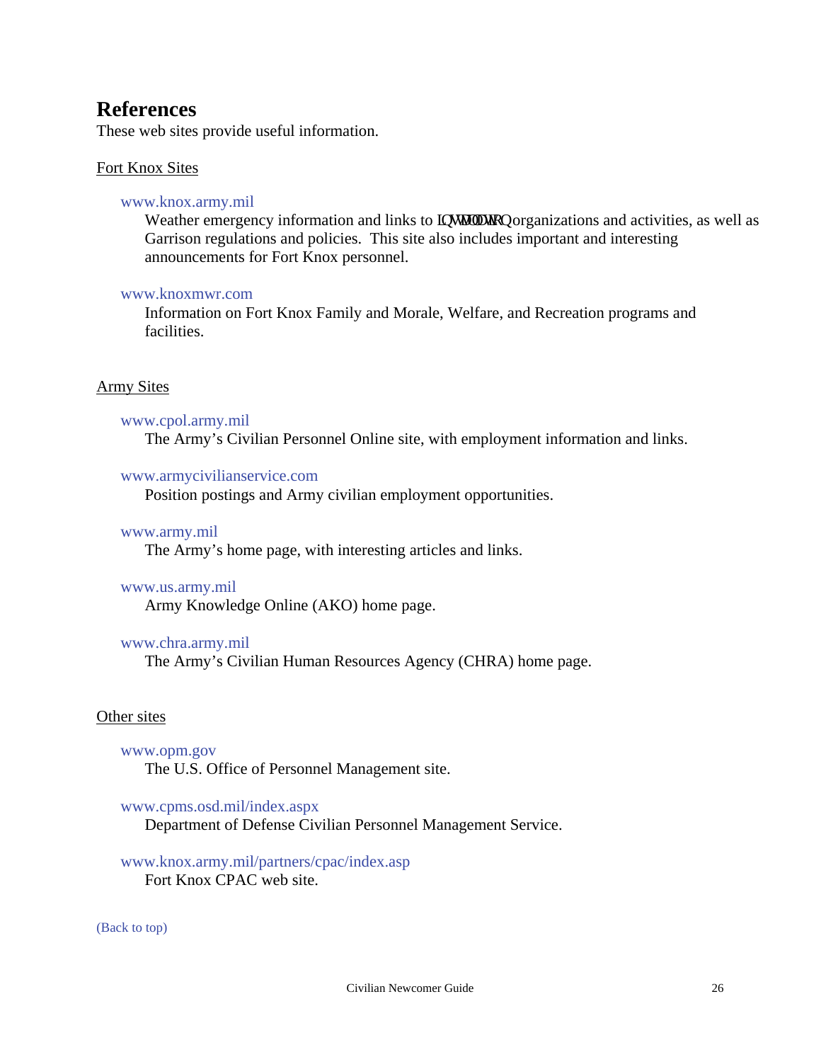# References

These web sites provide useful information.

## Fort Knox Sites

www.knox.army.mil
Weather emergency information and links to LQVWDOODWLRQ organizations and activities, as well as Garrison regulations and policies. This site also includes important and interesting announcements for Fort Knox personnel.

www.knoxmwr.com
Information on Fort Knox Family and Morale, Welfare, and Recreation programs and facilities.

## Army Sites

www.cpol.army.mil
The Army's Civilian Personnel Online site, with employment information and links.

www.armycivilianservice.com
Position postings and Army civilian employment opportunities.

www.army.mil
The Army's home page, with interesting articles and links.

www.us.army.mil
Army Knowledge Online (AKO) home page.

www.chra.army.mil
The Army's Civilian Human Resources Agency (CHRA) home page.

## Other sites

www.opm.gov
The U.S. Office of Personnel Management site.

www.cpms.osd.mil/index.aspx
Department of Defense Civilian Personnel Management Service.

www.knox.army.mil/partners/cpac/index.asp
Fort Knox CPAC web site.

(Back to top)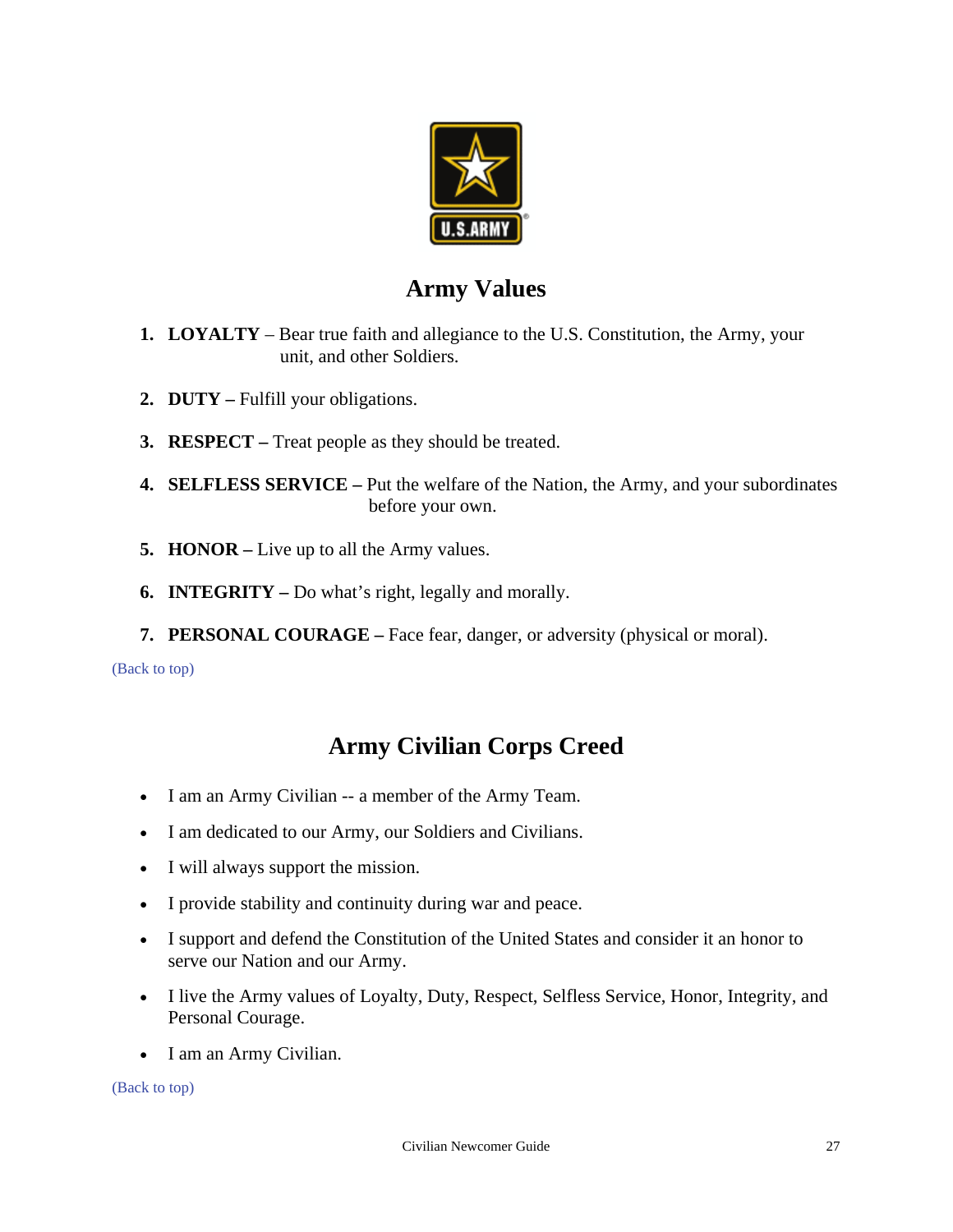## Army Values

1. **LOYALTY** – Bear true faith and allegiance to the U.S. Constitution, the Army, your unit, and other Soldiers.
2. **DUTY –** Fulfill your obligations.
3. **RESPECT –** Treat people as they should be treated.
4. **SELFLESS SERVICE –** Put the welfare of the Nation, the Army, and your subordinates before your own.
5. **HONOR –** Live up to all the Army values.
6. **INTEGRITY –** Do what's right, legally and morally.
7. **PERSONAL COURAGE –** Face fear, danger, or adversity (physical or moral).

(Back to top)

## Army Civilian Corps Creed

- I am an Army Civilian -- a member of the Army Team.
- I am dedicated to our Army, our Soldiers and Civilians.
- I will always support the mission.
- I provide stability and continuity during war and peace.
- I support and defend the Constitution of the United States and consider it an honor to serve our Nation and our Army.
- I live the Army values of Loyalty, Duty, Respect, Selfless Service, Honor, Integrity, and Personal Courage.
- I am an Army Civilian.

(Back to top)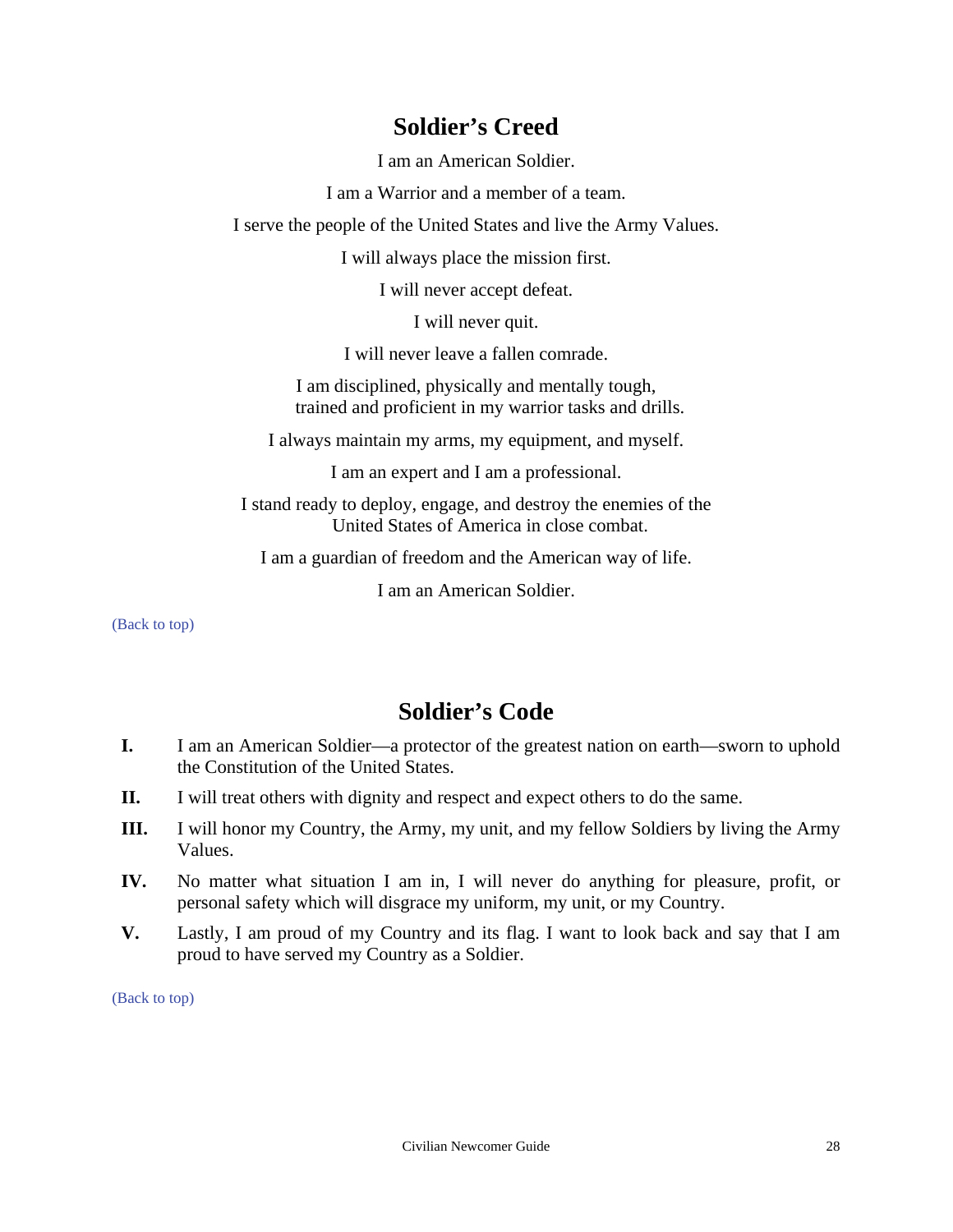## Soldier's Creed

I am an American Soldier.

I am a Warrior and a member of a team.

I serve the people of the United States and live the Army Values.

I will always place the mission first.

I will never accept defeat.

I will never quit.

I will never leave a fallen comrade.

I am disciplined, physically and mentally tough,
trained and proficient in my warrior tasks and drills.

I always maintain my arms, my equipment, and myself.

I am an expert and I am a professional.

I stand ready to deploy, engage, and destroy the enemies of the
United States of America in close combat.

I am a guardian of freedom and the American way of life.

I am an American Soldier.

(Back to top)

## Soldier's Code

**I.** I am an American Soldier—a protector of the greatest nation on earth—sworn to uphold the Constitution of the United States.

**II.** I will treat others with dignity and respect and expect others to do the same.

**III.** I will honor my Country, the Army, my unit, and my fellow Soldiers by living the Army Values.

**IV.** No matter what situation I am in, I will never do anything for pleasure, profit, or personal safety which will disgrace my uniform, my unit, or my Country.

**V.** Lastly, I am proud of my Country and its flag. I want to look back and say that I am proud to have served my Country as a Soldier.

(Back to top)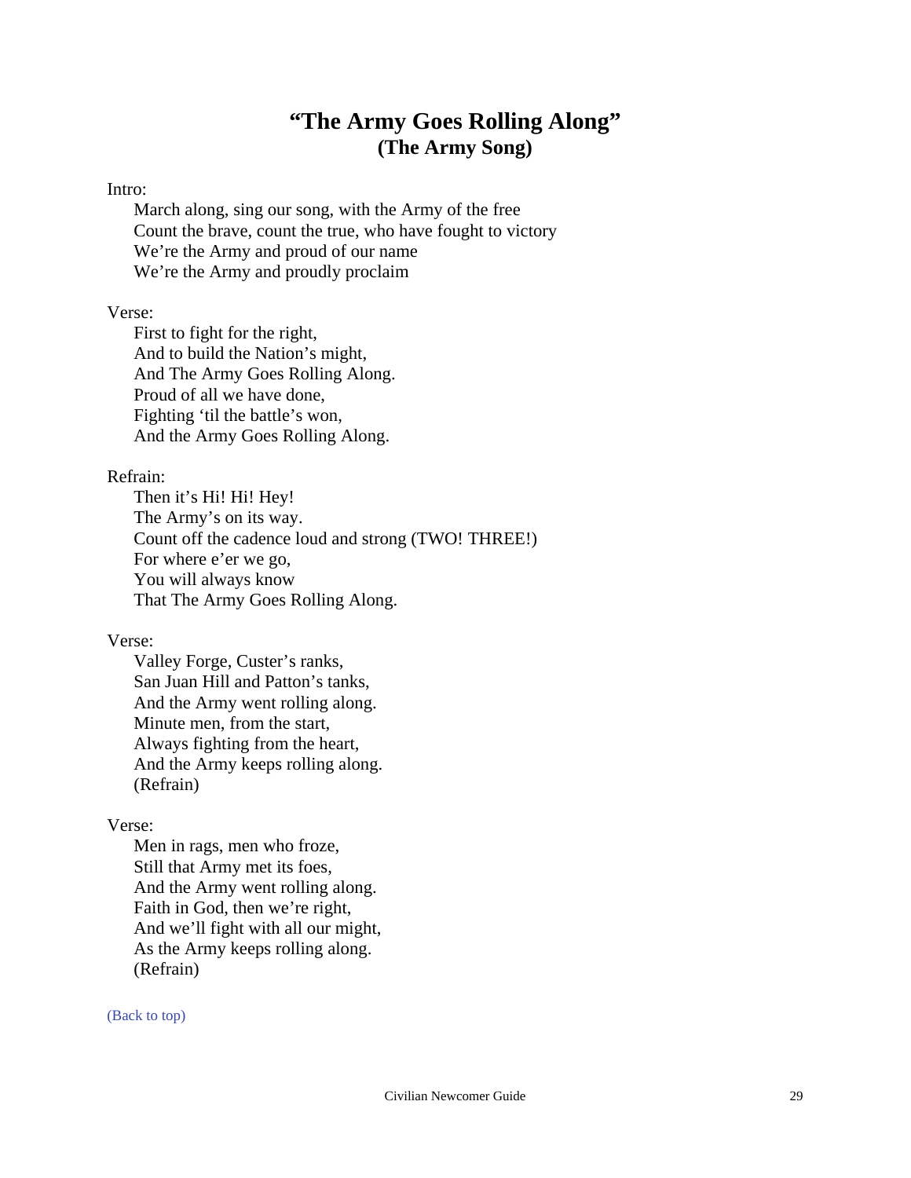# "The Army Goes Rolling Along"
## (The Army Song)

Intro:

March along, sing our song, with the Army of the free  
Count the brave, count the true, who have fought to victory  
We're the Army and proud of our name  
We're the Army and proudly proclaim

Verse:

First to fight for the right,  
And to build the Nation's might,  
And The Army Goes Rolling Along.  
Proud of all we have done,  
Fighting 'til the battle's won,  
And the Army Goes Rolling Along.

Refrain:

Then it's Hi! Hi! Hey!  
The Army's on its way.  
Count off the cadence loud and strong (TWO! THREE!)  
For where e'er we go,  
You will always know  
That The Army Goes Rolling Along.

Verse:

Valley Forge, Custer's ranks,  
San Juan Hill and Patton's tanks,  
And the Army went rolling along.  
Minute men, from the start,  
Always fighting from the heart,  
And the Army keeps rolling along.  
(Refrain)

Verse:

Men in rags, men who froze,  
Still that Army met its foes,  
And the Army went rolling along.  
Faith in God, then we're right,  
And we'll fight with all our might,  
As the Army keeps rolling along.  
(Refrain)

(Back to top)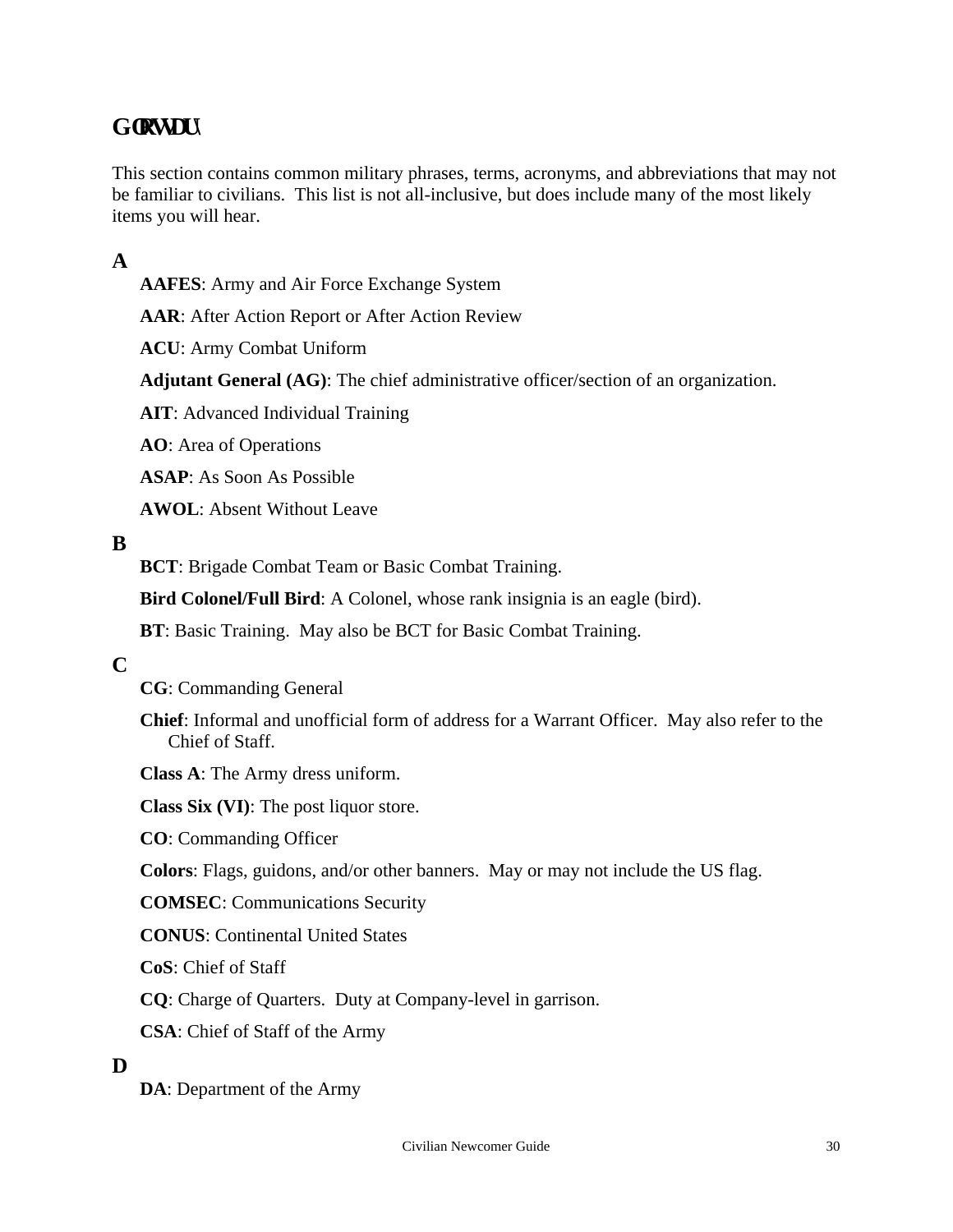# Glossary

This section contains common military phrases, terms, acronyms, and abbreviations that may not be familiar to civilians. This list is not all-inclusive, but does include many of the most likely items you will hear.

## A

**AAFES**: Army and Air Force Exchange System

**AAR**: After Action Report or After Action Review

**ACU**: Army Combat Uniform

**Adjutant General (AG)**: The chief administrative officer/section of an organization.

**AIT**: Advanced Individual Training

**AO**: Area of Operations

**ASAP**: As Soon As Possible

**AWOL**: Absent Without Leave

## B

**BCT**: Brigade Combat Team or Basic Combat Training.

**Bird Colonel/Full Bird**: A Colonel, whose rank insignia is an eagle (bird).

**BT**: Basic Training. May also be BCT for Basic Combat Training.

## C

**CG**: Commanding General

**Chief**: Informal and unofficial form of address for a Warrant Officer. May also refer to the Chief of Staff.

**Class A**: The Army dress uniform.

**Class Six (VI)**: The post liquor store.

**CO**: Commanding Officer

**Colors**: Flags, guidons, and/or other banners. May or may not include the US flag.

**COMSEC**: Communications Security

**CONUS**: Continental United States

**CoS**: Chief of Staff

**CQ**: Charge of Quarters. Duty at Company-level in garrison.

**CSA**: Chief of Staff of the Army

## D

**DA**: Department of the Army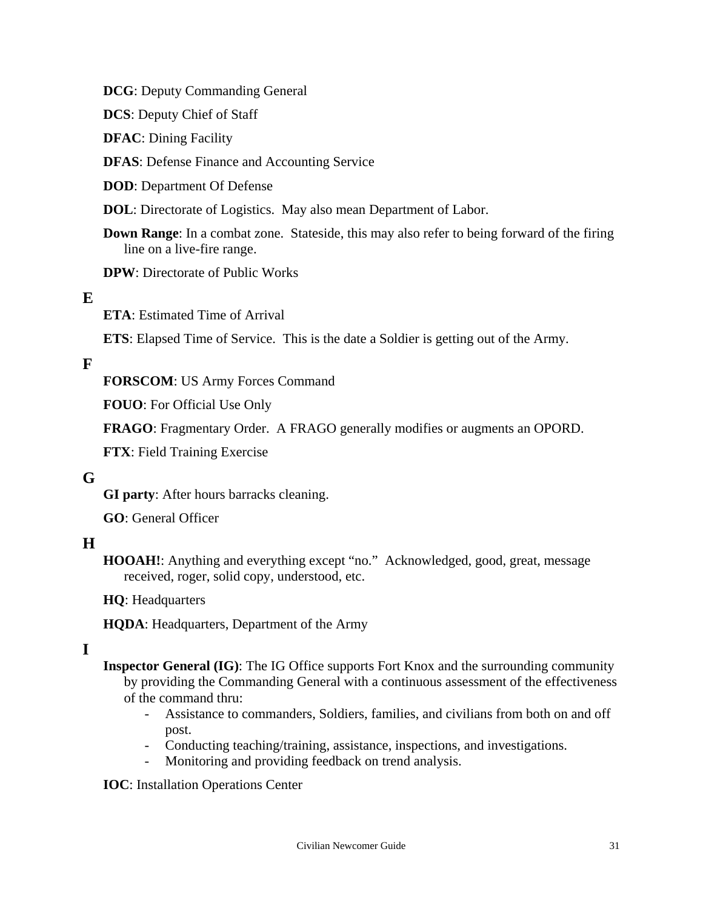**DCG**: Deputy Commanding General

**DCS**: Deputy Chief of Staff

**DFAC**: Dining Facility

**DFAS**: Defense Finance and Accounting Service

**DOD**: Department Of Defense

**DOL**: Directorate of Logistics. May also mean Department of Labor.

**Down Range**: In a combat zone. Stateside, this may also refer to being forward of the firing line on a live-fire range.

**DPW**: Directorate of Public Works

## E

**ETA**: Estimated Time of Arrival

**ETS**: Elapsed Time of Service. This is the date a Soldier is getting out of the Army.

## F

**FORSCOM**: US Army Forces Command

**FOUO**: For Official Use Only

**FRAGO**: Fragmentary Order. A FRAGO generally modifies or augments an OPORD.

**FTX**: Field Training Exercise

## G

**GI party**: After hours barracks cleaning.

**GO**: General Officer

## H

**HOOAH!**: Anything and everything except "no." Acknowledged, good, great, message received, roger, solid copy, understood, etc.

**HQ**: Headquarters

**HQDA**: Headquarters, Department of the Army

## I

**Inspector General (IG)**: The IG Office supports Fort Knox and the surrounding community by providing the Commanding General with a continuous assessment of the effectiveness of the command thru:

- Assistance to commanders, Soldiers, families, and civilians from both on and off post.
- Conducting teaching/training, assistance, inspections, and investigations.
- Monitoring and providing feedback on trend analysis.

**IOC**: Installation Operations Center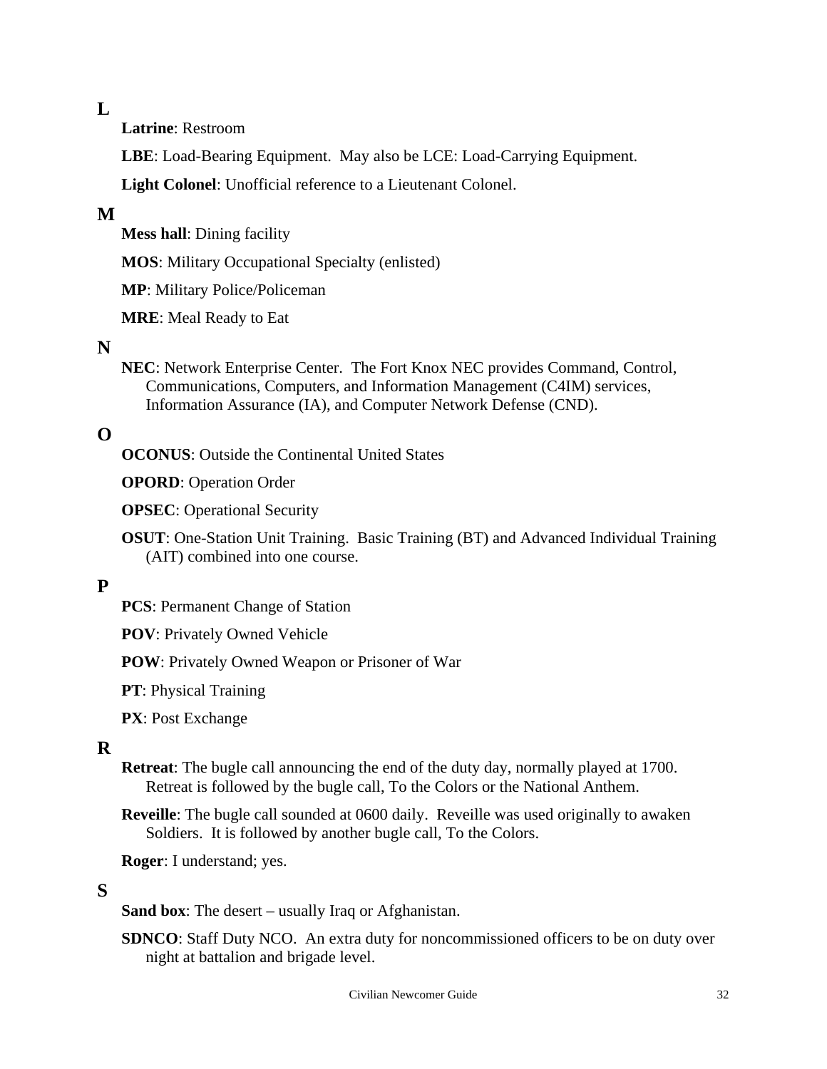## L

**Latrine**: Restroom

**LBE**: Load-Bearing Equipment. May also be LCE: Load-Carrying Equipment.

**Light Colonel**: Unofficial reference to a Lieutenant Colonel.

## M

**Mess hall**: Dining facility

**MOS**: Military Occupational Specialty (enlisted)

**MP**: Military Police/Policeman

**MRE**: Meal Ready to Eat

## N

**NEC**: Network Enterprise Center. The Fort Knox NEC provides Command, Control, Communications, Computers, and Information Management (C4IM) services, Information Assurance (IA), and Computer Network Defense (CND).

## O

**OCONUS**: Outside the Continental United States

**OPORD**: Operation Order

**OPSEC**: Operational Security

**OSUT**: One-Station Unit Training. Basic Training (BT) and Advanced Individual Training (AIT) combined into one course.

## P

**PCS**: Permanent Change of Station

**POV**: Privately Owned Vehicle

**POW**: Privately Owned Weapon or Prisoner of War

**PT**: Physical Training

**PX**: Post Exchange

## R

**Retreat**: The bugle call announcing the end of the duty day, normally played at 1700. Retreat is followed by the bugle call, To the Colors or the National Anthem.

**Reveille**: The bugle call sounded at 0600 daily. Reveille was used originally to awaken Soldiers. It is followed by another bugle call, To the Colors.

**Roger**: I understand; yes.

## S

**Sand box**: The desert – usually Iraq or Afghanistan.

**SDNCO**: Staff Duty NCO. An extra duty for noncommissioned officers to be on duty over night at battalion and brigade level.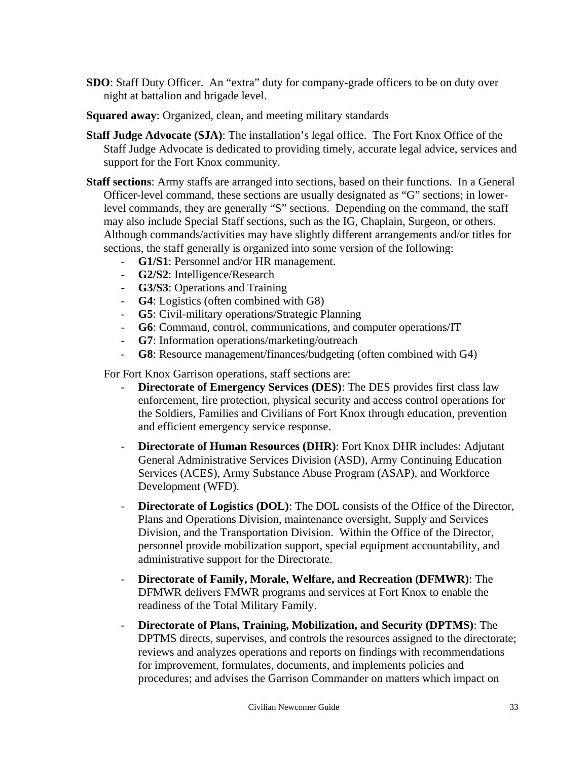**SDO**: Staff Duty Officer. An "extra" duty for company-grade officers to be on duty over night at battalion and brigade level.

**Squared away**: Organized, clean, and meeting military standards

**Staff Judge Advocate (SJA)**: The installation's legal office. The Fort Knox Office of the Staff Judge Advocate is dedicated to providing timely, accurate legal advice, services and support for the Fort Knox community.

**Staff sections**: Army staffs are arranged into sections, based on their functions. In a General Officer-level command, these sections are usually designated as "G" sections; in lower-level commands, they are generally "S" sections. Depending on the command, the staff may also include Special Staff sections, such as the IG, Chaplain, Surgeon, or others. Although commands/activities may have slightly different arrangements and/or titles for sections, the staff generally is organized into some version of the following:

- **G1/S1**: Personnel and/or HR management.
- **G2/S2**: Intelligence/Research
- **G3/S3**: Operations and Training
- **G4**: Logistics (often combined with G8)
- **G5**: Civil-military operations/Strategic Planning
- **G6**: Command, control, communications, and computer operations/IT
- **G7**: Information operations/marketing/outreach
- **G8**: Resource management/finances/budgeting (often combined with G4)

For Fort Knox Garrison operations, staff sections are:

- **Directorate of Emergency Services (DES)**: The DES provides first class law enforcement, fire protection, physical security and access control operations for the Soldiers, Families and Civilians of Fort Knox through education, prevention and efficient emergency service response.
- **Directorate of Human Resources (DHR)**: Fort Knox DHR includes: Adjutant General Administrative Services Division (ASD), Army Continuing Education Services (ACES), Army Substance Abuse Program (ASAP), and Workforce Development (WFD).
- **Directorate of Logistics (DOL)**: The DOL consists of the Office of the Director, Plans and Operations Division, maintenance oversight, Supply and Services Division, and the Transportation Division. Within the Office of the Director, personnel provide mobilization support, special equipment accountability, and administrative support for the Directorate.
- **Directorate of Family, Morale, Welfare, and Recreation (DFMWR)**: The DFMWR delivers FMWR programs and services at Fort Knox to enable the readiness of the Total Military Family.
- **Directorate of Plans, Training, Mobilization, and Security (DPTMS)**: The DPTMS directs, supervises, and controls the resources assigned to the directorate; reviews and analyzes operations and reports on findings with recommendations for improvement, formulates, documents, and implements policies and procedures; and advises the Garrison Commander on matters which impact on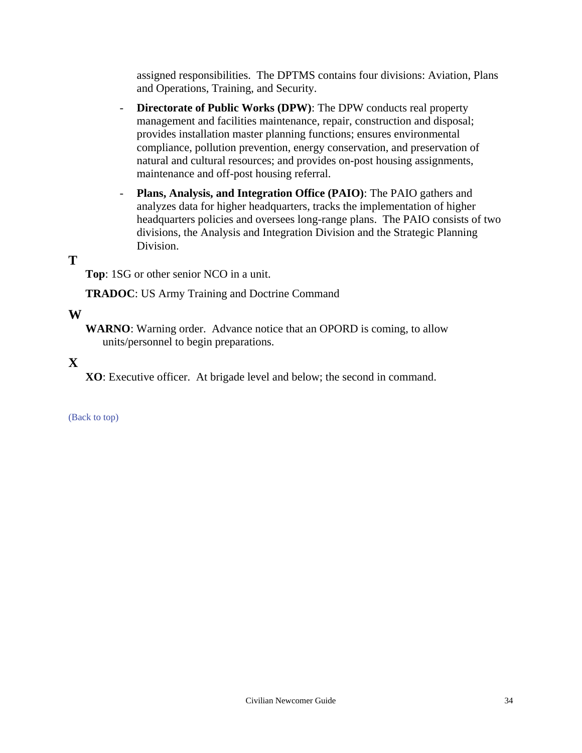assigned responsibilities.  The DPTMS contains four divisions: Aviation, Plans and Operations, Training, and Security.

- **Directorate of Public Works (DPW)**: The DPW conducts real property management and facilities maintenance, repair, construction and disposal; provides installation master planning functions; ensures environmental compliance, pollution prevention, energy conservation, and preservation of natural and cultural resources; and provides on-post housing assignments, maintenance and off-post housing referral.
- **Plans, Analysis, and Integration Office (PAIO)**: The PAIO gathers and analyzes data for higher headquarters, tracks the implementation of higher headquarters policies and oversees long-range plans.  The PAIO consists of two divisions, the Analysis and Integration Division and the Strategic Planning Division.

## T

**Top**: 1SG or other senior NCO in a unit.

**TRADOC**: US Army Training and Doctrine Command

## W

**WARNO**: Warning order.  Advance notice that an OPORD is coming, to allow units/personnel to begin preparations.

## X

**XO**: Executive officer.  At brigade level and below; the second in command.

(Back to top)